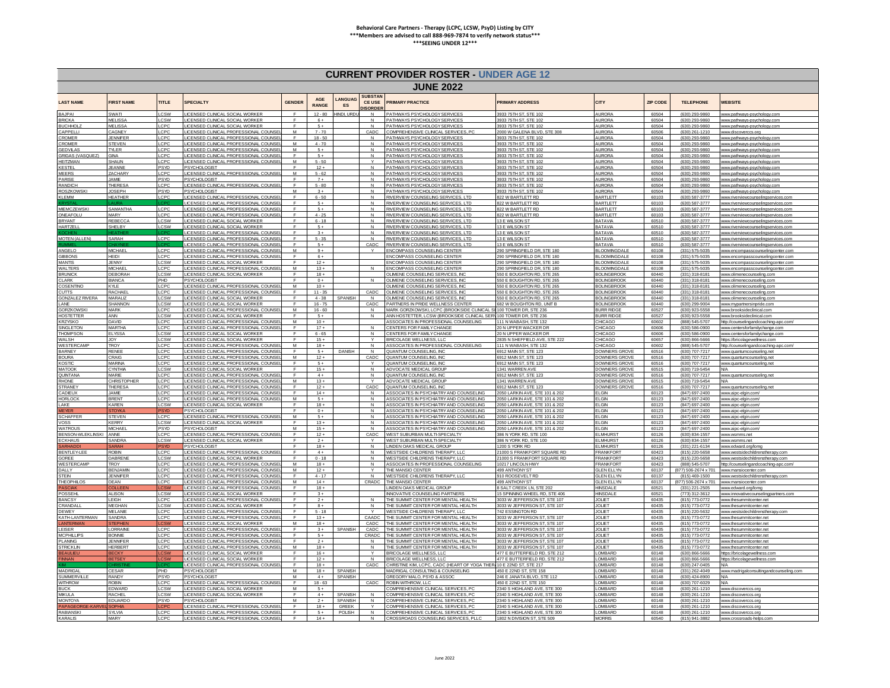**Behavioral Care Partners - Therapy (LCPC, LCSW, PsyD) Listing by CITY**
**\*\*\*Members are advised to call 888-969-7874 to verify network status\*\*\***
**\*\*\*SEEING UNDER 12\*\*\***

# CURRENT PROVIDER ROSTER - UNDER AGE 12

## JUNE 2022

| LAST NAME | FIRST NAME | TITLE | SPECIALTY | GENDER | AGE RANGE | LANGUAGES | SUBSTANCE USE DISORDER | PRIMARY PRACTICE | PRIMARY ADDRESS | CITY | ZIP CODE | TELEPHONE | WEBSITE |
|---|---|---|---|---|---|---|---|---|---|---|---|---|---|
| BAJPAI | SWATI | LCSW | LICENSED CLINICAL SOCIAL WORKER | F | 12 - 80 | HINDI, URDU | N | PATHWAYS PSYCHOLOGY SERVICES | 3933 75TH ST, STE 102 | AURORA | 60504 | (630) 293-9860 | www.pathways-psychology.com |
| BRICKA | MELISSA | LCSW | LICENSED CLINICAL SOCIAL WORKER | F | 6 + | | N | PATHWAYS PSYCHOLOGY SERVICES | 3933 75TH ST, STE 102 | AURORA | 60504 | (630) 293-9860 | www.pathways-psychology.com |
| BUCHHOLZ | MELISSA | LCSW | LICENSED CLINICAL SOCIAL WORKER | F | 5 + | | N | PATHWAYS PSYCHOLOGY SERVICES | 3933 75TH ST, STE 102 | AURORA | 60504 | (630) 293-9860 | www.pathways-psychology.com |
| CAPPELLI | CAGNEY | LCPC | LICENSED CLINICAL PROFESSIONAL COUNSEL | F | 7 - 70 | | CADC | COMPREHENSIVE CLINICAL SERVICES, PC | 2000 W GALENA BLVD, STE 308 | AURORA | 60506 | (630) 261-1210 | www.discoverccs.org |
| CROMER | JENNIFER | LCPC | LICENSED CLINICAL PROFESSIONAL COUNSEL | F | 18 - 50 | | N | PATHWAYS PSYCHOLOGY SERVICES | 3933 75TH ST, STE 102 | AURORA | 60504 | (630) 293-9860 | www.pathways-psychology.com |
| CROMER | STEVEN | LCPC | LICENSED CLINICAL PROFESSIONAL COUNSEL | M | 4 - 70 | | N | PATHWAYS PSYCHOLOGY SERVICES | 3933 75TH ST, STE 102 | AURORA | 60504 | (630) 293-9860 | www.pathways-psychology.com |
| GEDVILAS | TYLER | LCPC | LICENSED CLINICAL PROFESSIONAL COUNSEL | M | 5 + | | N | PATHWAYS PSYCHOLOGY SERVICES | 3933 75TH ST, STE 102 | AURORA | 60504 | (630) 293-9860 | www.pathways-psychology.com |
| GRIGAS (VASQUEZ) | GINA | LCPC | LICENSED CLINICAL PROFESSIONAL COUNSEL | F | 5 + | | N | PATHWAYS PSYCHOLOGY SERVICES | 3933 75TH ST, STE 102 | AURORA | 60504 | (630) 293-9860 | www.pathways-psychology.com |
| HEITZMAN | SHAUN | LCPC | LICENSED CLINICAL PROFESSIONAL COUNSEL | M | 5 - 50 | | Y | PATHWAYS PSYCHOLOGY SERVICES | 3933 75TH ST, STE 102 | AURORA | 60504 | (630) 293-9860 | www.pathways-psychology.com |
| KESTEL | JEANNE | PSYD | PSYCHOLOGIST | F | 12 + | | N | PATHWAYS PSYCHOLOGY SERVICES | 3933 75TH ST, STE 102 | AURORA | 60504 | (630) 293-9860 | www.pathways-psychology.com |
| MEERS | ZACHARY | LCPC | LICENSED CLINICAL PROFESSIONAL COUNSEL | M | 5 - 62 | | N | PATHWAYS PSYCHOLOGY SERVICES | 3933 75TH ST, STE 102 | AURORA | 60504 | (630) 293-9860 | www.pathways-psychology.com |
| PARISE | JAMIE | PSYD | PSYCHOLOGIST | F | 7 + | | N | PATHWAYS PSYCHOLOGY SERVICES | 3933 75TH ST, STE 102 | AURORA | 60504 | (630) 293-9860 | www.pathways-psychology.com |
| RANDICH | THERESA | LCPC | LICENSED CLINICAL PROFESSIONAL COUNSEL | F | 5 - 80 | | N | PATHWAYS PSYCHOLOGY SERVICES | 3933 75TH ST, STE 102 | AURORA | 60504 | (630) 293-9860 | www.pathways-psychology.com |
| ROSZKOWSKI | JOSEPH | PSYD | PSYCHOLOGIST | M | 3 + | | N | PATHWAYS PSYCHOLOGY SERVICES | 3933 75TH ST, STE 102 | AURORA | 60504 | (630) 293-9860 | www.pathways-psychology.com |
| KLEMM | HEATHER | LCPC | LICENSED CLINICAL PROFESSIONAL COUNSEL | F | 6 - 50 | | N | RIVERVIEW COUNSELING SERVICES, LTD | 822 W BARTLETT RD | BARTLETT | 60103 | (630) 587-3777 | www.riverviewcounselingservices.com |
| KRYSTAL | LAURA | LCPC | LICENSED CLINICAL PROFESSIONAL COUNSEL | F | 5 + | | N | RIVERVIEW COUNSELING SERVICES, LTD | 822 W BARTLETT RD | BARTLETT | 60103 | (630) 587-3777 | www.riverviewcounselingservices.com |
| MIEMCZEWSKI | SAMANTHA | LCPC | LICENSED CLINICAL PROFESSIONAL COUNSEL | F | 5 + | | N | RIVERVIEW COUNSELING SERVICES, LTD | 822 W BARTLETT RD | BARTLETT | 60103 | (630) 587-3777 | www.riverviewcounselingservices.com |
| ONEAFOLU | MARY | LCPC | LICENSED CLINICAL PROFESSIONAL COUNSEL | F | 4 - 25 | | N | RIVERVIEW COUNSELING SERVICES, LTD | 822 W BARTLETT RD | BARTLETT | 60103 | (630) 587-3777 | www.riverviewcounselingservices.com |
| BRYANT | REBECCA | LCSW | LICENSED CLINICAL SOCIAL WORKER | F | 6 - 18 | | N | RIVERVIEW COUNSELING SERVICES, LTD | 13 E WILSON ST | BATAVIA | 60510 | (630) 587-3777 | www.riverviewcounselingservices.com |
| HARTZELL | SHELBY | LCSW | LICENSED CLINICAL SOCIAL WORKER | F | 5 + | | N | RIVERVIEW COUNSELING SERVICES, LTD | 13 E WILSON ST | BATAVIA | 60510 | (630) 587-3777 | www.riverviewcounselingservices.com |
| KOCHEN | HEATHER | LCPC | LICENSED CLINICAL PROFESSIONAL COUNSEL | F | 3 + | | N | RIVERVIEW COUNSELING SERVICES, LTD | 13 E WILSON ST | BATAVIA | 60510 | (630) 587-3777 | www.riverviewcounselingservices.com |
| MOTEN (ALLEN) | SARAH | LCPC | LICENSED CLINICAL PROFESSIONAL COUNSEL | F | 5 - 35 | | N | RIVERVIEW COUNSELING SERVICES, LTD | 13 E WILSON ST | BATAVIA | 60510 | (630) 587-3777 | www.riverviewcounselingservices.com |
| RUMMEL | CHAYNEE | LCPC | LICENSED CLINICAL PROFESSIONAL COUNSEL | F | 5 + | | CADC | RIVERVIEW COUNSELING SERVICES, LTD | 13 E WILSON ST | BATAVIA | 60510 | (630) 587-3777 | www.riverviewcounselingservices.com |
| ANGELO | MICHAEL | LCPC | LICENSED CLINICAL PROFESSIONAL COUNSEL | M | 9 + | | Y | ENCOMPASS COUNSELING CENTER | 290 SPRINGFIELD DR, STE 180 | BLOOMINGDALE | 60108 | (331) 575-5035 | www.encompasscounselingcenter.com |
| GIBBONS | HEIDI | LCPC | LICENSED CLINICAL PROFESSIONAL COUNSEL | F | 6 + | | | ENCOMPASS COUNSELING CENTER | 290 SPRINGFIELD DR, STE 180 | BLOOMINGDALE | 60108 | (331) 575-5035 | www.encompasscounselingcenter.com |
| MANTIS | JENNY | LCSW | LICENSED CLINICAL SOCIAL WORKER | F | 12 + | | | ENCOMPASS COUNSELING CENTER | 290 SPRINGFIELD DR, STE 180 | BLOOMINGDALE | 60108 | (331) 575-5035 | www.encompasscounselingcenter.com |
| WALTERS | MICHAEL | LCPC | LICENSED CLINICAL PROFESSIONAL COUNSEL | M | 13 + | | N | ENCOMPASS COUNSELING CENTER | 290 SPRINGFIELD DR, STE 180 | BLOOMINGDALE | 60108 | (331) 575-5035 | www.encompasscounselingcenter.com |
| BRUNICK | DEBORAH | LCSW | LICENSED CLINICAL SOCIAL WORKER | F | 18 + | | | OLIMENE COUNSELING SERVICES, INC | 550 E BOUGHTON RD, STE 265 | BOLINGBROOK | 60440 | (331) 318-8181 | www.olimenecounseling.com |
| CLARK | BIANCA | PHD | PSYCHOLOGIST | F | 0 + | | N | OLIMENE COUNSELING SERVICES, INC | 550 E BOUGHTON RD, STE 265 | BOLINGBROOK | 60440 | (331) 318-8181 | www.olimenecounseling.com |
| COSENTINO | KYLE | LCPC | LICENSED CLINICAL PROFESSIONAL COUNSEL | M | 10 + | | | OLIMENE COUNSELING SERVICES, INC | 550 E BOUGHTON RD, STE 265 | BOLINGBROOK | 60440 | (331) 318-8181 | www.olimenecounseling.com |
| CUTTS | RACHAEL | LCPC | LICENSED CLINICAL PROFESSIONAL COUNSEL | F | 11 - 35 | | CADC | OLIMENE COUNSELING SERVICES, INC | 550 E BOUGHTON RD, STE 265 | BOLINGBROOK | 60440 | (331) 318-8181 | www.olimenecounseling.com |
| GONZALEZ RIVERA | MARALIZ | LCSW | LICENSED CLINICAL SOCIAL WORKER | F | 4 - 38 | SPANISH | N | OLIMENE COUNSELING SERVICES, INC | 550 E BOUGHTON RD, STE 265 | BOLINGBROOK | 60440 | (331) 318-8181 | www.olimenecounseling.com |
| LANE | SHANNON | LCSW | LICENSED CLINICAL SOCIAL WORKER | F | 16 - 75 | | CADC | PARTNERS IN PRIDE WELLNESS CENTER | 682 W BOUGHTON RD, UNIT B | BOLINGBROOK | 60440 | (630) 299-9004 | www.mypartnersinpride.com |
| GORZKOWSKI | MARK | LCPC | LICENSED CLINICAL PROFESSIONAL COUNSEL | M | 16 - 60 | | N | MARK GORZKOWSKI, LCPC (BROOKSIDE CLINICAL SE | 100 TOWER DR, STE 236 | BURR RIDGE | 60527 | (630) 923-5558 | www.brooksideclinical.com |
| HOSTETTER | ANN | LCSW | LICENSED CLINICAL SOCIAL WORKER | F | 5 + | | N | ANN HOSTETTER, LCSW (BROOKSIDE CLINICAL SER | 100 TOWER DR, STE 236 | BURR RIDGE | 60527 | (630) 923-5558 | www.brooksideclinical.com |
| KRZYSKO | DAVID | LCPC | LICENSED CLINICAL PROFESSIONAL COUNSEL | M | 10 + | | | ASSOCIATES IN PROFESSIONAL COUNSELING | 111 N WABASH, STE 132 | CHICAGO | 60602 | (888) 545-5707 | http://counselingandcoaching-apc.com/ |
| SINGLETON | MARTHA | LCPC | LICENSED CLINICAL PROFESSIONAL COUNSEL | F | 17 + | | N | CENTERS FOR FAMILY CHANGE | 20 N UPPER WACKER DR | CHICAGO | 60606 | (630) 586-0900 | www.centersforfamilychange.com |
| THOMPSON | ELYSSA | LCSW | LICENSED CLINICAL SOCIAL WORKER | F | 6 - 65 | | N | CENTERS FOR FAMILY CHANGE | 20 N UPPER WACKER DR | CHICAGO | 60606 | (630) 586-0900 | www.centersforfamilychange.com |
| WALSH | JOY | LCSW | LICENSED CLINICAL SOCIAL WORKER | F | 15 + | | Y | BRICOLAGE WELLNESS, LLC | 2835 N SHEFFIELD AVE, STE 222 | CHICAGO | 60657 | (630) 866-5666 | https://bricolagewellness.com |
| WESTERCAMP | TROY | LCPC | LICENSED CLINICAL PROFESSIONAL COUNSEL | M | 18 + | | N | ASSOCIATES IN PROFESSIONAL COUNSELING | 111 N WABASH, STE 132 | CHICAGO | 60602 | (888) 545-5707 | http://counselingandcoaching-apc.com/ |
| BARNEY | RENEE | LCPC | LICENSED CLINICAL PROFESSIONAL COUNSEL | F | 5 + | DANISH | N | QUANTUM COUNSELING, INC | 6912 MAIN ST, STE 123 | DOWNERS GROVE | 60516 | (630) 707-7217 | www.quantumcounseling.net |
| BOURA | CRAIG | LCPC | LICENSED CLINICAL PROFESSIONAL COUNSEL | M | 12 + | | CADC | QUANTUM COUNSELING, INC | 6912 MAIN ST, STE 123 | DOWNERS GROVE | 60516 | (630) 707-7217 | www.quantumcounseling.net |
| KOSTIC | MARINA | LCPC | LICENSED CLINICAL PROFESSIONAL COUNSEL | F | 5 + | | Y | QUANTUM COUNSELING, INC | 6912 MAIN ST, STE 123 | DOWNERS GROVE | 60516 | (630) 707-7217 | www.quantumcounseling.net |
| MATOOK | CYNTHIA | LCSW | LICENSED CLINICAL SOCIAL WORKER | F | 15 + | | N | ADVOCATE MEDICAL GROUP | 1341 WARREN AVE | DOWNERS GROVE | 60515 | (630) 719-5454 | N/A |
| QUINTANA | MARIE | LCPC | LICENSED CLINICAL PROFESSIONAL COUNSEL | F | 4 + | | N | QUANTUM COUNSELING, INC | 6912 MAIN ST, STE 123 | DOWNERS GROVE | 60516 | (630) 707-7217 | www.quantumcounseling.net |
| RHONE | CHRISTOPHER | LCPC | LICENSED CLINICAL PROFESSIONAL COUNSEL | M | 13 + | | Y | ADVOCATE MEDICAL GROUP | 1341 WARREN AVE | DOWNERS GROVE | 60515 | (630) 719-5454 | N/A |
| STRANEY | THERESA | LCPC | LICENSED CLINICAL PROFESSIONAL COUNSEL | F | 12 + | | CADC | QUANTUM COUNSELING, INC | 6912 MAIN ST, STE 123 | DOWNERS GROVE | 60516 | (630) 707-7217 | www.quantumcounseling.net |
| CADIEUX | JAMIE | LCPC | LICENSED CLINICAL PROFESSIONAL COUNSEL | F | 14 + | | N | ASSOCIATES IN PSYCHIATRY AND COUNSELING | 2050 LARKIN AVE, STE 101 & 202 | ELGIN | 60123 | (847) 697-2400 | www.aipc-elgin.com/ |
| HORLOCK | BRENT | LCPC | LICENSED CLINICAL PROFESSIONAL COUNSEL | M | 5 + | | N | ASSOCIATES IN PSYCHIATRY AND COUNSELING | 2050 LARKIN AVE, STE 101 & 202 | ELGIN | 60123 | (847) 697-2400 | www.aipc-elgin.com/ |
| LAKE | KAREN | LCSW | LICENSED CLINICAL SOCIAL WORKER | F | 18 + | | N | ASSOCIATES IN PSYCHIATRY AND COUNSELING | 2050 LARKIN AVE, STE 101 & 202 | ELGIN | 60123 | (847) 697-2400 | www.aipc-elgin.com/ |
| MEYER | STOYKA | PSYD | PSYCHOLOGIST | F | 0 + | | N | ASSOCIATES IN PSYCHIATRY AND COUNSELING | 2050 LARKIN AVE, STE 101 & 202 | ELGIN | 60123 | (847) 697-2400 | www.aipc-elgin.com/ |
| SCHAFFER | STEVEN | LCPC | LICENSED CLINICAL PROFESSIONAL COUNSEL | M | 5 + | | N | ASSOCIATES IN PSYCHIATRY AND COUNSELING | 2050 LARKIN AVE, STE 101 & 202 | ELGIN | 60123 | (847) 697-2400 | www.aipc-elgin.com/ |
| VOSS | KERRY | LCSW | LICENSED CLINICAL SOCIAL WORKER | F | 13 + | | N | ASSOCIATES IN PSYCHIATRY AND COUNSELING | 2050 LARKIN AVE, STE 101 & 202 | ELGIN | 60123 | (847) 697-2400 | www.aipc-elgin.com/ |
| WATROUS | MICHAEL | PSYD | PSYCHOLOGIST | M | 15 + | | N | ASSOCIATES IN PSYCHIATRY AND COUNSELING | 2050 LARKIN AVE, STE 101 & 202 | ELGIN | 60123 | (847) 697-2400 | www.aipc-elgin.com/ |
| BENSON-WLEKLINSKI | ANNE | LCPC | LICENSED CLINICAL PROFESSIONAL COUNSEL | F | 12 + | | CADC | WEST SUBURBAN MULTI-SPECIALTY | 386 N YORK RD, STE 100 | ELMHURST | 60126 | (630) 834-1557 | www.wsmms.net |
| ECKHAUS | SANDRA | LCSW | LICENSED CLINICAL SOCIAL WORKER | F | 2 + | | Y | WEST SUBURBAN MULTI-SPECIALTY | 386 N YORK RD, STE 100 | ELMHURST | 60126 | (630) 834-1557 | www.wsmms.net |
| SARHADDI | SARAH | PSYD | PSYCHOLOGIST | F | 18 + | | N | LINDEN OAKS MEDICAL GROUP | 1200 S YORK RD | ELMHURST | 60126 | (331) 221-6134 | www.edward.org/lomg |
| BENTLEY-LEE | ROBIN | LCPC | LICENSED CLINICAL PROFESSIONAL COUNSEL | F | 4 + | | N | WESTSIDE CHILDRENS THERAPY, LLC | 21000 S FRANKFORT SQUARE RD | FRANKFORT | 60423 | (815) 220-5658 | www.westsidechildrenstherapy.com |
| GOREE | DABRENE | LCSW | LICENSED CLINICAL SOCIAL WORKER | F | 0 - 18 | | N | WESTSIDE CHILDRENS THERAPY, LLC | 21000 S FRANKFORT SQUARE RD | FRANKFORT | 60423 | (815) 220-5658 | www.westsidechildrenstherapy.com |
| WESTERCAMP | TROY | LCPC | LICENSED CLINICAL PROFESSIONAL COUNSEL | M | 18 + | | N | ASSOCIATES IN PROFESSIONAL COUNSELING | 10217 LINCOLN HWY | FRANKFORT | 60423 | (888) 545-5707 | http://counselingandcoaching-apc.com/ |
| DALLY | BENJAMIN | LCPC | LICENSED CLINICAL PROFESSIONAL COUNSEL | M | 12 + | | Y | THE MANSIO CENTER | 499 ANTHONY ST | GLEN ELLYN | 60137 | (877) 506-2674 x 701 | www.mansiocenter.com |
| STEIN | JENNIFER | LCPC | LICENSED CLINICAL PROFESSIONAL COUNSEL | F | 4 - 17 | | N | WESTSIDE CHILDRENS THERAPY, LLC | 910 ROOSEVELT RD | GLEN ELLYN | 60137 | (815) 469-1500 | www.westsidechildrenstherapy.com |
| THEOPHILOS | DEAN | LCPC | LICENSED CLINICAL PROFESSIONAL COUNSEL | M | 14 + | | CRADC | THE MANSIO CENTER | 499 ANTHONY ST | GLEN ELLYN | 60137 | (877) 506-2674 x 701 | www.mansiocenter.com |
| PASCIAK | COLLEEN | LCSW | LICENSED CLINICAL SOCIAL WORKER | F | 18 + | | | LINDEN OAKS MEDICAL GROUP | 8 SALT CREEK LN, STE 202 | HINSDALE | 60521 | (331) 221-2505 | www.edward.org/lomg |
| POSSEHL | ALISON | LCSW | LICENSED CLINICAL SOCIAL WORKER | F | 3 + | | | INNOVATIVE COUNSELING PARTNERS | 15 SPINNING WHEEL RD, STE 406 | HINSDALE | 60521 | (773) 312-3612 | www.innovativecounselingpartners.com |
| BANCSY | LEIGH | LCPC | LICENSED CLINICAL PROFESSIONAL COUNSEL | F | 2 + | | N | THE SUMMIT CENTER FOR MENTAL HEALTH | 3033 W JEFFERSON ST, STE 107 | JOLIET | 60435 | (815) 773-0772 | www.thesummitcenter.net |
| CRANDALL | MEGHAN | LCSW | LICENSED CLINICAL SOCIAL WORKER | F | 8 + | | N | THE SUMMIT CENTER FOR MENTAL HEALTH | 3033 W JEFFERSON ST, STE 107 | JOLIET | 60435 | (815) 773-0772 | www.thesummitcenter.net |
| DEWEY | MELANIE | LCPC | LICENSED CLINICAL PROFESSIONAL COUNSEL | F | 5 - 18 | | Y | WESTSIDE CHILDRENS THERAPY, LLC | 742 ESSINGTON RD | JOLIET | 60435 | (815) 220-5632 | www.westsidechildrenstherapy.com |
| KATH-LANTERMAN | SANDRA | LCPC | LICENSED CLINICAL PROFESSIONAL COUNSEL | F | 13 + | | CAADC | THE SUMMIT CENTER FOR MENTAL HEALTH | 3033 W JEFFERSON ST, STE 107 | JOLIET | 60435 | (815) 773-0772 | www.thesummitcenter.net |
| LANTERMAN | STEPHEN | LCSW | LICENSED CLINICAL SOCIAL WORKER | M | 18 + | | CADC | THE SUMMIT CENTER FOR MENTAL HEALTH | 3033 W JEFFERSON ST, STE 107 | JOLIET | 60435 | (815) 773-0772 | www.thesummitcenter.net |
| LEISER | LORRAINE | LCPC | LICENSED CLINICAL PROFESSIONAL COUNSEL | F | 3 + | SPANISH | CADC | THE SUMMIT CENTER FOR MENTAL HEALTH | 3033 W JEFFERSON ST, STE 107 | JOLIET | 60435 | (815) 773-0772 | www.thesummitcenter.net |
| MCPHILLIPS | BONNIE | LCPC | LICENSED CLINICAL PROFESSIONAL COUNSEL | F | 5 + | | CRADC | THE SUMMIT CENTER FOR MENTAL HEALTH | 3033 W JEFFERSON ST, STE 107 | JOLIET | 60435 | (815) 773-0772 | www.thesummitcenter.net |
| PLANING | JENNIFER | LCPC | LICENSED CLINICAL PROFESSIONAL COUNSEL | F | 2 + | | N | THE SUMMIT CENTER FOR MENTAL HEALTH | 3033 W JEFFERSON ST, STE 107 | JOLIET | 60435 | (815) 773-0772 | www.thesummitcenter.net |
| STRICKLIN | HERBERT | LCPC | LICENSED CLINICAL PROFESSIONAL COUNSEL | M | 18 + | | N | THE SUMMIT CENTER FOR MENTAL HEALTH | 3033 W JEFFERSON ST, STE 107 | JOLIET | 60435 | (815) 773-0772 | www.thesummitcenter.net |
| BEAULIEU | BECKY | LCSW | LICENSED CLINICAL SOCIAL WORKER | F | 16 + | | Y | BRICOLAGE WELLNESS, LLC | 477 E BUTTERFIELD RD, STE 212 | LOMBARD | 60148 | (630) 866-5666 | https://bricolagewellness.com |
| FINNAN | BETSEY | LCSW | LICENSED CLINICAL SOCIAL WORKER | F | 12 + | | N | BRICOLAGE WELLNESS, LLC | 477 E BUTTERFIELD RD, STE 212 | LOMBARD | 60148 | (630) 866-5666 | https://bricolagewellness.com |
| KIM | CHRISTINE | LCPC | LICENSED CLINICAL PROFESSIONAL COUNSEL | F | 18 + | | CADC | CHRISTINE KIM, LCPC, CADC (HEART OF YOGA THER | 10 E 22ND ST, STE 217 | LOMBARD | 60148 | (630) 247-0405 | N/A |
| MADRIGAL | CESAR | PHD | PSYCHOLOGIST | M | 18 + | SPANISH | | MADRIGAL CONSULTING & COUNSELING | 450 E 22ND ST, STE 158 | LOMBARD | 60148 | (331) 262-4049 | www.madrigalconsultingandcounseling.com |
| SUMMERVILLE | RANDY | PSYD | PSYCHOLOGIST | M | 4 + | SPANISH | | GREGORY MALO, PSYD & ASSOC | 246 E JANATA BLVD, STE 112 | LOMBARD | 60148 | (630) 424-8900 | N/A |
| WITHROW | ROBIN | LCPC | LICENSED CLINICAL PROFESSIONAL COUNSEL | F | 18 - 63 | | CADC | ROBIN WITHROW, LLC | 450 E 22ND ST, STE 150 | LOMBARD | 60148 | (630) 707-6029 | N/A |
| BUCK | EDWARD | LCSW | LICENSED CLINICAL SOCIAL WORKER | M | 5 + | | | COMPREHENSIVE CLINICAL SERVICES, PC | 2340 S HIGHLAND AVE, STE 300 | LOMBARD | 60148 | (630) 261-1210 | www.discoverccs.org |
| MIKULA | RACHEL | LCSW | LICENSED CLINICAL SOCIAL WORKER | F | 4 + | SPANISH | N | COMPREHENSIVE CLINICAL SERVICES, PC | 2340 S HIGHLAND AVE, STE 300 | LOMBARD | 60148 | (630) 261-1210 | www.discoverccs.org |
| MONTOYA | EDUARDO | PSYD | PSYCHOLOGIST | M | 2 + | SPANISH | N | COMPREHENSIVE CLINICAL SERVICES, PC | 2340 S HIGHLAND AVE, STE 300 | LOMBARD | 60148 | (630) 261-1210 | www.discoverccs.org |
| PAPAGEORGE-KARVEL | SOPHIA | LCPC | LICENSED CLINICAL PROFESSIONAL COUNSEL | F | 18 + | GREEK | Y | COMPREHENSIVE CLINICAL SERVICES, PC | 2340 S HIGHLAND AVE, STE 300 | LOMBARD | 60148 | (630) 261-1210 | www.discoverccs.org |
| RABIANSKI | SYLVIA | LCPC | LICENSED CLINICAL PROFESSIONAL COUNSEL | F | 5 + | POLISH | N | COMPREHENSIVE CLINICAL SERVICES, PC | 2340 S HIGHLAND AVE, STE 300 | LOMBARD | 60148 | (630) 261-1210 | www.discoverccs.org |
| KARALIS | MARY | LCPC | LICENSED CLINICAL PROFESSIONAL COUNSEL | F | 14 + | | N | CROSSROADS COUNSELING SERVICES, PLLC | 1802 N DIVISION ST, STE 509 | MORRIS | 60540 | (815) 941-3882 | www.crossroads-helps.com |

June 2022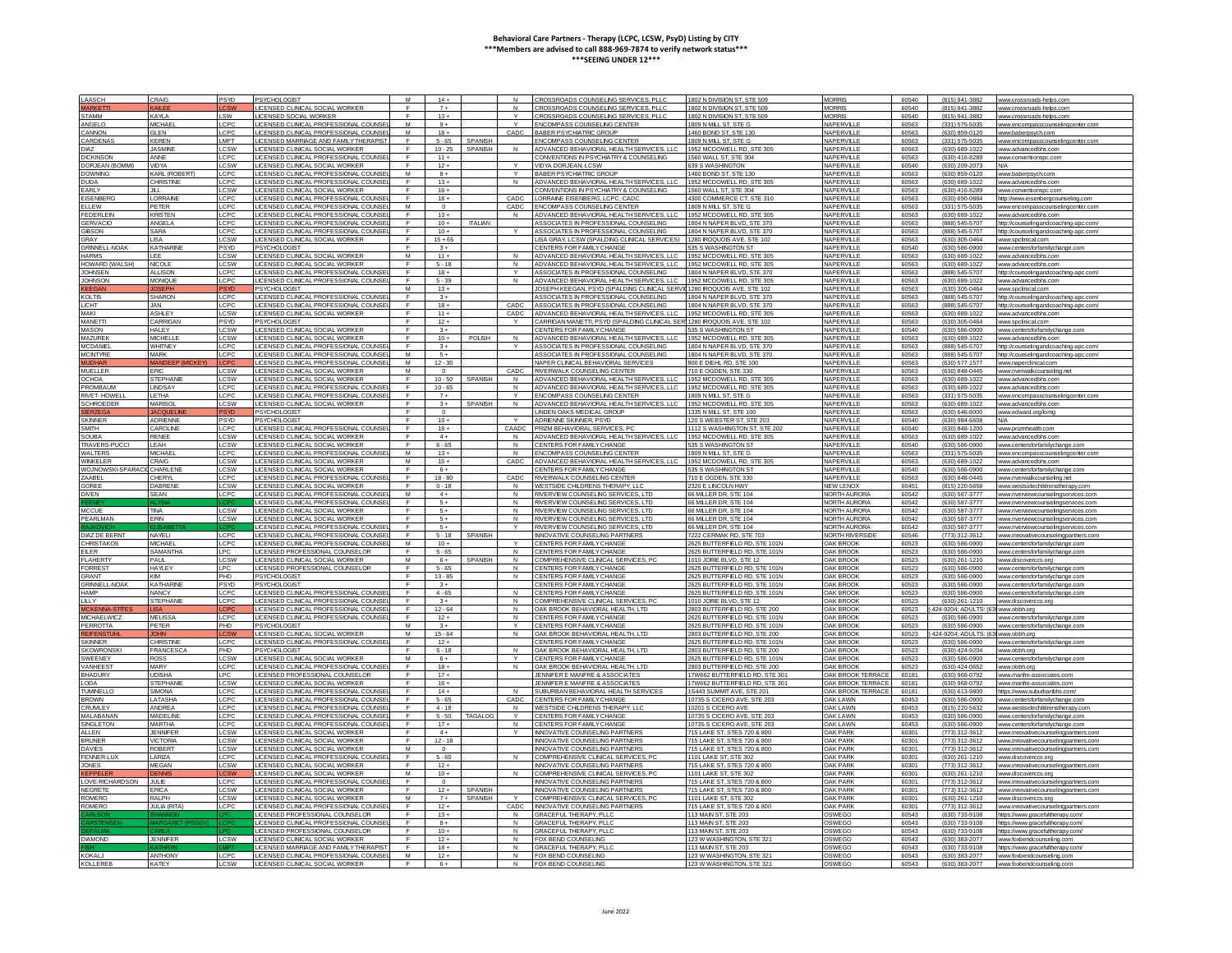**Behavioral Care Partners - Therapy (LCPC, LCSW, PsyD) Listing by CITY**
**\*\*\*Members are advised to call 888-969-7874 to verify network status\*\*\***
**\*\*\*SEEING UNDER 12\*\*\***

| | | | | | | | | | | | | | |
|---|---|---|---|---|---|---|---|---|---|---|---|---|---|
| LAASCH | CRAIG | PSYD | PSYCHOLOGIST | M | 14 + | | N | CROSSROADS COUNSELING SERVICES, PLLC | 1802 N DIVISION ST, STE 509 | MORRIS | 60540 | (815) 941-3882 | www.crossroads-helps.com |
| MARKETTI | KAILEE | LCSW | LICENSED CLINICAL SOCIAL WORKER | F | 7 + | | N | CROSSROADS COUNSELING SERVICES, PLLC | 1802 N DIVISION ST, STE 509 | MORRIS | 60540 | (815) 941-3882 | www.crossroads-helps.com |
| STAMM | KAYLA | LSW | LICENSED SOCIAL WORKER | F | 13 + | | Y | CROSSROADS COUNSELING SERVICES, PLLC | 1802 N DIVISION ST, STE 509 | MORRIS | 60540 | (815) 941-3882 | www.crossroads-helps.com |
| ANGELO | MICHAEL | LCPC | LICENSED CLINICAL PROFESSIONAL COUNSEL | M | 9 + | | Y | ENCOMPASS COUNSELING CENTER | 1809 N MILL ST, STE G | NAPERVILLE | 60563 | (331) 575-5035 | www.encompasscounselingcenter.com |
| CANNON | GLEN | LCPC | LICENSED CLINICAL PROFESSIONAL COUNSEL | M | 18 + | | CADC | BABER PSYCHIATRIC GROUP | 1460 BOND ST, STE 130 | NAPERVILLE | 60563 | (630) 859-0120 | www.baberpsych.com |
| CARDENAS | KEREN | LMFT | LICENSED MARRIAGE AND FAMILY THERAPIST | F | 5 - 65 | SPANISH | | ENCOMPASS COUNSELING CENTER | 1809 N MILL ST, STE G | NAPERVILLE | 60563 | (331) 575-5035 | www.encompasscounselingcenter.com |
| DIAZ | JASMINE | LCSW | LICENSED CLINICAL SOCIAL WORKER | F | 10 - 25 | SPANISH | N | ADVANCED BEHAVIORAL HEALTH SERVICES, LLC | 1952 MCDOWELL RD, STE 305 | NAPERVILLE | 60563 | (630) 689-1022 | www.advancedbhs.com |
| DICKINSON | ANNE | LCPC | LICENSED CLINICAL PROFESSIONAL COUNSEL | F | 11 + | | | CONVENTIONS IN PSYCHIATRY & COUNSELING | 1560 WALL ST, STE 304 | NAPERVILLE | 60563 | (630) 416-8289 | www.conventionspc.com |
| DORJEAN (BOMMI) | VIDYA | LCSW | LICENSED CLINICAL SOCIAL WORKER | F | 12 + | | Y | VIDYA DORJEAN, LCSW | 639 S WASHINGTON | NAPERVILLE | 60540 | (630) 209-2073 | N/A |
| DOWNING | KARL (ROBERT) | LCPC | LICENSED CLINICAL PROFESSIONAL COUNSEL | M | 8 + | | Y | BABER PSYCHIATRIC GROUP | 1460 BOND ST, STE 130 | NAPERVILLE | 60563 | (630) 859-0120 | www.baberpsych.com |
| DUDA | CHRISTINE | LCPC | LICENSED CLINICAL PROFESSIONAL COUNSEL | F | 13 + | | N | ADVANCED BEHAVIORAL HEALTH SERVICES, LLC | 1952 MCDOWELL RD, STE 305 | NAPERVILLE | 60563 | (630) 689-1022 | www.advancedbhs.com |
| EARLY | JILL | LCSW | LICENSED CLINICAL SOCIAL WORKER | F | 16 + | | | CONVENTIONS IN PSYCHIATRY & COUNSELING | 1560 WALL ST, STE 304 | NAPERVILLE | 60563 | (630) 416-8289 | www.conventionspc.com |
| EISENBERG | LORRAINE | LCPC | LICENSED CLINICAL PROFESSIONAL COUNSEL | F | 18 + | | CADC | LORRAINE EISENBERG, LCPC, CADC | 4300 COMMERCE CT, STE 310 | NAPERVILLE | 60563 | (630) 690-0884 | http://www.eisenbergcounseling.com |
| ELLEW | PETER | LCPC | LICENSED CLINICAL PROFESSIONAL COUNSEL | M | 0 | | CADC | ENCOMPASS COUNSELING CENTER | 1809 N MILL ST, STE G | NAPERVILLE | 60563 | (331) 575-5035 | www.encompasscounselingcenter.com |
| FEDERLEIN | KRISTEN | LCPC | LICENSED CLINICAL PROFESSIONAL COUNSEL | F | 13 + | | N | ADVANCED BEHAVIORAL HEALTH SERVICES, LLC | 1952 MCDOWELL RD, STE 305 | NAPERVILLE | 60563 | (630) 689-1022 | www.advancedbhs.com |
| GERVACIO | ANGELA | LCPC | LICENSED CLINICAL PROFESSIONAL COUNSEL | F | 10 + | ITALIAN | | ASSOCIATES IN PROFESSIONAL COUNSELING | 1804 N NAPER BLVD, STE 370 | NAPERVILLE | 60563 | (888) 545-5707 | http://counselingandcoaching-apc.com/ |
| GIBSON | SARA | LCPC | LICENSED CLINICAL PROFESSIONAL COUNSEL | F | 10 + | | Y | ASSOCIATES IN PROFESSIONAL COUNSELING | 1804 N NAPER BLVD, STE 370 | NAPERVILLE | 60563 | (888) 545-5707 | http://counselingandcoaching-apc.com/ |
| GRAY | LISA | LCSW | LICENSED CLINICAL SOCIAL WORKER | F | 15 + 65 | | | LISA GRAY, LCSW (SPALDING CLINICAL SERVICES) | 1280 IROQUOIS AVE, STE 102 | NAPERVILLE | 60563 | (630) 305-0464 | www.spclinical.com |
| GRINNELL-NOAK | KATHARINE | PSYD | PSYCHOLOGIST | F | 3 + | | | CENTERS FOR FAMILY CHANGE | 535 S WASHINGTON ST | NAPERVILLE | 60540 | (630) 586-0900 | www.centersforfamilychange.com |
| HARMS | LEE | LCSW | LICENSED CLINICAL SOCIAL WORKER | M | 11 + | | N | ADVANCED BEHAVIORAL HEALTH SERVICES, LLC | 1952 MCDOWELL RD, STE 305 | NAPERVILLE | 60563 | (630) 689-1022 | www.advancedbhs.com |
| HOWARD (WALSH) | NICOLE | LCSW | LICENSED CLINICAL SOCIAL WORKER | F | 5 - 18 | | N | ADVANCED BEHAVIORAL HEALTH SERVICES, LLC | 1952 MCDOWELL RD, STE 305 | NAPERVILLE | 60563 | (630) 689-1022 | www.advancedbhs.com |
| JOHNSEN | ALLISON | LCPC | LICENSED CLINICAL PROFESSIONAL COUNSEL | F | 18 + | | Y | ASSOCIATES IN PROFESSIONAL COUNSELING | 1804 N NAPER BLVD, STE 370 | NAPERVILLE | 60563 | (888) 545-5707 | http://counselingandcoaching-apc.com/ |
| JOHNSON | MONIQUE | LCPC | LICENSED CLINICAL PROFESSIONAL COUNSEL | F | 5 - 39 | | N | ADVANCED BEHAVIORAL HEALTH SERVICES, LLC | 1952 MCDOWELL RD, STE 305 | NAPERVILLE | 60563 | (630) 689-1022 | www.advancedbhs.com |
| KEEGAN | JOSEPH | PSYD | PSYCHOLOGIST | M | 13 + | | | JOSEPH KEEGAN, PSYD (SPALDING CLINICAL SERVI | 1280 IROQUOIS AVE, STE 102 | NAPERVILLE | 60563 | (630) 305-0464 | www.spclinical.com |
| KOLTIS | SHARON | LCPC | LICENSED CLINICAL PROFESSIONAL COUNSEL | F | 3 + | | | ASSOCIATES IN PROFESSIONAL COUNSELING | 1804 N NAPER BLVD, STE 370 | NAPERVILLE | 60563 | (888) 545-5707 | http://counselingandcoaching-apc.com/ |
| LICHT | JAN | LCPC | LICENSED CLINICAL PROFESSIONAL COUNSEL | F | 18 + | | CADC | ASSOCIATES IN PROFESSIONAL COUNSELING | 1804 N NAPER BLVD, STE 370 | NAPERVILLE | 60563 | (888) 545-5707 | http://counselingandcoaching-apc.com/ |
| MAKI | ASHLEY | LCSW | LICENSED CLINICAL SOCIAL WORKER | F | 11 + | | CADC | ADVANCED BEHAVIORAL HEALTH SERVICES, LLC | 1952 MCDOWELL RD, STE 305 | NAPERVILLE | 60563 | (630) 689-1022 | www.advancedbhs.com |
| MANETTI | CARRIGAN | PSYD | PSYCHOLOGIST | F | 12 + | | Y | CARRIGAN MANETTI, PSYD (SPALDING CLINICAL SER | 1280 IROQUOIS AVE, STE 102 | NAPERVILLE | 60563 | (630) 305-0464 | www.spclinical.com |
| MASON | HALEY | LCSW | LICENSED CLINICAL SOCIAL WORKER | F | 3 + | | | CENTERS FOR FAMILY CHANGE | 535 S WASHINGTON ST | NAPERVILLE | 60540 | (630) 586-0900 | www.centersforfamilychange.com |
| MAZUREK | MICHELLE | LCSW | LICENSED CLINICAL SOCIAL WORKER | F | 10 + | POLISH | N | ADVANCED BEHAVIORAL HEALTH SERVICES, LLC | 1952 MCDOWELL RD, STE 305 | NAPERVILLE | 60563 | (630) 689-1022 | www.advancedbhs.com |
| MCDANEL | WHITNEY | LCPC | LICENSED CLINICAL PROFESSIONAL COUNSEL | F | 3 + | | Y | ASSOCIATES IN PROFESSIONAL COUNSELING | 1804 N NAPER BLVD, STE 370 | NAPERVILLE | 60563 | (888) 545-5707 | http://counselingandcoaching-apc.com/ |
| MCINTYRE | MARK | LCPC | LICENSED CLINICAL PROFESSIONAL COUNSEL | M | 5 + | | | ASSOCIATES IN PROFESSIONAL COUNSELING | 1804 N NAPER BLVD, STE 370 | NAPERVILLE | 60563 | (888) 545-5707 | http://counselingandcoaching-apc.com/ |
| MUDHAR | MANDEEP (MICKEY) | LCPC | LICENSED CLINICAL PROFESSIONAL COUNSEL | M | 12 - 30 | | | NAPER CLINICAL BEHAVIORAL SERVICES | 800 E DIEHL RD, STE 100 | NAPERVILLE | 60563 | (630) 577-1577 | www.naperclinical.com |
| MUELLER | ERIC | LCSW | LICENSED CLINICAL SOCIAL WORKER | M | 0 | | CADC | RIVERWALK COUNSELING CENTER | 710 E OGDEN, STE 330 | NAPERVILLE | 60563 | (630) 848-0445 | www.riverwalkcounseling.net |
| OCHOA | STEPHANIE | LCSW | LICENSED CLINICAL SOCIAL WORKER | F | 10 - 50 | SPANISH | N | ADVANCED BEHAVIORAL HEALTH SERVICES, LLC | 1952 MCDOWELL RD, STE 305 | NAPERVILLE | 60563 | (630) 689-1022 | www.advancedbhs.com |
| PROMBAUM | LINDSAY | LCPC | LICENSED CLINICAL PROFESSIONAL COUNSEL | F | 10 - 65 | | N | ADVANCED BEHAVIORAL HEALTH SERVICES, LLC | 1952 MCDOWELL RD, STE 305 | NAPERVILLE | 60563 | (630) 689-1022 | www.advancedbhs.com |
| RIVET- HOWELL | LETHA | LCPC | LICENSED CLINICAL PROFESSIONAL COUNSEL | F | 7 + | | Y | ENCOMPASS COUNSELING CENTER | 1809 N MILL ST, STE G | NAPERVILLE | 60563 | (331) 575-5035 | www.encompasscounselingcenter.com |
| SCHROEDER | MARISOL | LCSW | LICENSED CLINICAL SOCIAL WORKER | F | 3 + | SPANISH | N | ADVANCED BEHAVIORAL HEALTH SERVICES, LLC | 1952 MCDOWELL RD, STE 305 | NAPERVILLE | 60563 | (630) 689-1022 | www.advancedbhs.com |
| SIERZEGA | JACQUELINE | PSYD | PSYCHOLOGIST | F | 0 | | | LINDEN OAKS MEDICAL GROUP | 1335 N MILL ST, STE 100 | NAPERVILLE | 60563 | (630) 646-8000 | www.edward.org/lomg |
| SKINNER | ADRIENNE | PSYD | PSYCHOLOGIST | F | 10 + | | Y | ADRIENNE SKINNER, PSYD | 120 S WEBSTER ST, STE 203 | NAPERVILLE | 60540 | (630) 984-6608 | N/A |
| SMITH | CAROLINE | LCPC | LICENSED CLINICAL PROFESSIONAL COUNSEL | F | 18 + | | CAADC | PRIZM BEHAVIORAL SERVICES, PC | 1112 S WASHINGTON ST, STE 202 | NAPERVILLE | 60540 | (630) 848-1200 | www.prizmhealth.com |
| SOUBA | RENEE | LCSW | LICENSED CLINICAL SOCIAL WORKER | F | 4 + | | N | ADVANCED BEHAVIORAL HEALTH SERVICES, LLC | 1952 MCDOWELL RD, STE 305 | NAPERVILLE | 60563 | (630) 689-1022 | www.advancedbhs.com |
| TRAVERS-PUCCI | LEAH | LCSW | LICENSED CLINICAL SOCIAL WORKER | F | 6 - 65 | | N | CENTERS FOR FAMILY CHANGE | 535 S WASHINGTON ST | NAPERVILLE | 60540 | (630) 586-0900 | www.centersforfamilychange.com |
| WALTERS | MICHAEL | LCPC | LICENSED CLINICAL PROFESSIONAL COUNSEL | M | 13 + | | N | ENCOMPASS COUNSELING CENTER | 1809 N MILL ST, STE G | NAPERVILLE | 60563 | (331) 575-5035 | www.encompasscounselingcenter.com |
| WINKELER | CRAIG | LCSW | LICENSED CLINICAL SOCIAL WORKER | M | 15 + | | CADC | ADVANCED BEHAVIORAL HEALTH SERVICES, LLC | 1952 MCDOWELL RD, STE 305 | NAPERVILLE | 60563 | (630) 689-1022 | www.advancedbhs.com |
| WOJNOWSKI-SPARACI | CHARLENE | LCSW | LICENSED CLINICAL SOCIAL WORKER | F | 6 + | | | CENTERS FOR FAMILY CHANGE | 535 S WASHINGTON ST | NAPERVILLE | 60540 | (630) 586-0900 | www.centersforfamilychange.com |
| ZAABEL | CHERYL | LCPC | LICENSED CLINICAL PROFESSIONAL COUNSEL | F | 18 - 80 | | CADC | RIVERWALK COUNSELING CENTER | 710 E OGDEN, STE 330 | NAPERVILLE | 60563 | (630) 848-0445 | www.riverwalkcounseling.net |
| GOREE | DABRENE | LCSW | LICENSED CLINICAL SOCIAL WORKER | F | 0 - 18 | | N | WESTSIDE CHILDRENS THERAPY, LLC | 2320 E LINCOLN HWY | NEW LENOX | 60451 | (815) 220-5658 | www.westsidechildrenstherapy.com |
| DIVEN | SEAN | LCPC | LICENSED CLINICAL PROFESSIONAL COUNSEL | M | 4 + | | N | RIVERVIEW COUNSELING SERVICES, LTD | 66 MILLER DR, STE 104 | NORTH AURORA | 60542 | (630) 587-3777 | www.riverviewcounselingservices.com |
| FEENEY | ALYSIA | LCPC | LICENSED CLINICAL PROFESSIONAL COUNSEL | F | 5 + | | N | RIVERVIEW COUNSELING SERVICES, LTD | 66 MILLER DR, STE 104 | NORTH AURORA | 60542 | (630) 587-3777 | www.riverviewcounselingservices.com |
| MCCUE | TINA | LCSW | LICENSED CLINICAL SOCIAL WORKER | F | 5 + | | N | RIVERVIEW COUNSELING SERVICES, LTD | 66 MILLER DR, STE 104 | NORTH AURORA | 60542 | (630) 587-3777 | www.riverviewcounselingservices.com |
| PEARLMAN | ERIN | LCSW | LICENSED CLINICAL SOCIAL WORKER | F | 5 + | | N | RIVERVIEW COUNSELING SERVICES, LTD | 66 MILLER DR, STE 104 | NORTH AURORA | 60542 | (630) 587-3777 | www.riverviewcounselingservices.com |
| RAJKOVICH | ELISABETTA | LCPC | LICENSED CLINICAL PROFESSIONAL COUNSEL | F | 5 + | | Y | RIVERVIEW COUNSELING SERVICES, LTD | 66 MILLER DR, STE 104 | NORTH AURORA | 60542 | (630) 587-3777 | www.riverviewcounselingservices.com |
| DIAZ DE BERNT | NAYELI | LCPC | LICENSED CLINICAL PROFESSIONAL COUNSEL | F | 5 - 18 | SPANISH | N | INNOVATIVE COUNSELING PARTNERS | 7222 CERMAK RD, STE 703 | NORTH RIVERSIDE | 60546 | (773) 312-3612 | www.innovativecounselingpartners.com |
| CHRISTAKOS | MICHAEL | LCPC | LICENSED CLINICAL PROFESSIONAL COUNSEL | M | 10 + | | Y | CENTERS FOR FAMILY CHANGE | 2625 BUTTERFIELD RD, STE 101N | OAK BROOK | 60523 | (630) 586-0900 | www.centersforfamilychange.com |
| EILER | SAMANTHA | LPC | LICENSED PROFESSIONAL COUNSELOR | F | 5 - 65 | | N | CENTERS FOR FAMILY CHANGE | 2625 BUTTERFIELD RD, STE 101N | OAK BROOK | 60523 | (630) 586-0900 | www.centersforfamilychange.com |
| FLAHERTY | PAUL | LCSW | LICENSED CLINICAL SOCIAL WORKER | M | 6 + | SPANISH | N | COMPREHENSIVE CLINICAL SERVICES, PC | 1010 JORIE BLVD, STE 12 | OAK BROOK | 60523 | (630) 261-1210 | www.discoverccs.org |
| FORREST | HAYLEY | LPC | LICENSED PROFESSIONAL COUNSELOR | F | 5 - 65 | | N | CENTERS FOR FAMILY CHANGE | 2625 BUTTERFIELD RD, STE 101N | OAK BROOK | 60523 | (630) 586-0900 | www.centersforfamilychange.com |
| GRANT | KIM | PHD | PSYCHOLOGIST | F | 13 - 85 | | N | CENTERS FOR FAMILY CHANGE | 2625 BUTTERFIELD RD, STE 101N | OAK BROOK | 60523 | (630) 586-0900 | www.centersforfamilychange.com |
| GRINNELL-NOAK | KATHARINE | PSYD | PSYCHOLOGIST | F | 3 + | | | CENTERS FOR FAMILY CHANGE | 2625 BUTTERFIELD RD, STE 101N | OAK BROOK | 60523 | (630) 586-0900 | www.centersforfamilychange.com |
| HAMP | NANCY | LCPC | LICENSED CLINICAL PROFESSIONAL COUNSEL | F | 4 - 65 | | N | CENTERS FOR FAMILY CHANGE | 2625 BUTTERFIELD RD, STE 101N | OAK BROOK | 60523 | (630) 586-0900 | www.centersforfamilychange.com |
| LILLY | STEPHANIE | LCPC | LICENSED CLINICAL PROFESSIONAL COUNSEL | F | 3 + | | N | COMPREHENSIVE CLINICAL SERVICES, PC | 1010 JORIE BLVD, STE 12 | OAK BROOK | 60523 | (630) 261-1210 | www.discoverccs.org |
| MCKENNA-STITES | LISA | LCPC | LICENSED CLINICAL PROFESSIONAL COUNSEL | F | 12 - 64 | | N | OAK BROOK BEHAVIORAL HEALTH, LTD | 2803 BUTTERFIELD RD, STE 200 | OAK BROOK | 60523 | ) 424-9204; ADULTS: (63 | www.obbh.org |
| MICHAELWICZ | MELISSA | LCPC | LICENSED CLINICAL PROFESSIONAL COUNSEL | F | 12 + | | N | CENTERS FOR FAMILY CHANGE | 2625 BUTTERFIELD RD, STE 101N | OAK BROOK | 60523 | (630) 586-0900 | www.centersforfamilychange.com |
| PERROTTA | PETER | PHD | PSYCHOLOGIST | M | 3 + | | Y | CENTERS FOR FAMILY CHANGE | 2625 BUTTERFIELD RD, STE 101N | OAK BROOK | 60523 | (630) 586-0900 | www.centersforfamilychange.com |
| REIFENSTUHL | JOHN | LCSW | LICENSED CLINICAL SOCIAL WORKER | M | 15 - 64 | | N | OAK BROOK BEHAVIORAL HEALTH, LTD | 2803 BUTTERFIELD RD, STE 200 | OAK BROOK | 60523 | ) 424-9204; ADULTS: (63 | www.obbh.org |
| SKINNER | CHRISTINE | LCPC | LICENSED CLINICAL PROFESSIONAL COUNSEL | F | 12 + | | | CENTERS FOR FAMILY CHANGE | 2625 BUTTERFIELD RD, STE 101N | OAK BROOK | 60523 | (630) 586-0900 | www.centersforfamilychange.com |
| SKOWRONSKI | FRANCESCA | PHD | PSYCHOLOGIST | F | 5 - 18 | | N | OAK BROOK BEHAVIORAL HEALTH, LTD | 2803 BUTTERFIELD RD, STE 200 | OAK BROOK | 60523 | (630) 424-9204 | www.obbh.org |
| SWEENEY | ROSS | LCSW | LICENSED CLINICAL SOCIAL WORKER | M | 6 + | | Y | CENTERS FOR FAMILY CHANGE | 2625 BUTTERFIELD RD, STE 101N | OAK BROOK | 60523 | (630) 586-0900 | www.centersforfamilychange.com |
| VANHEEST | MARY | LCPC | LICENSED CLINICAL PROFESSIONAL COUNSEL | F | 18 + | | N | OAK BROOK BEHAVIORAL HEALTH, LTD | 2803 BUTTERFIELD RD, STE 200 | OAK BROOK | 60523 | (630) 424-0652 | www.obbh.org |
| BHADURY | UDISHA | LPC | LICENSED PROFESSIONAL COUNSELOR | F | 17 + | | | JENNIFER E MANFRE & ASSOCIATES | 17W662 BUTTERFIELD RD, STE 301 | OAK BROOK TERRACE | 60181 | (630) 968-0792 | www.manfre-associates.com |
| LODA | STEPHANIE | LCSW | LICENSED CLINICAL SOCIAL WORKER | F | 16 + | | | JENNIFER E MANFRE & ASSOCIATES | 17W662 BUTTERFIELD RD, STE 301 | OAK BROOK TERRACE | 60181 | (630) 968-0792 | www.manfre-associates.com |
| TUMINELLO | SIMONA | LCPC | LICENSED CLINICAL PROFESSIONAL COUNSEL | F | 14 + | | N | SUBURBAN BEHAVIORAL HEALTH SERVICES | 1S443 SUMMIT AVE, STE 201 | OAK BROOK TERRACE | 60181 | (630) 613-9800 | https://www.suburbanbhs.com/ |
| BROWN | LATASHA | LCPC | LICENSED CLINICAL PROFESSIONAL COUNSEL | F | 5 - 65 | | CADC | CENTERS FOR FAMILY CHANGE | 10735 S CICERO AVE, STE 203 | OAK LAWN | 60453 | (630) 586-0900 | www.centersforfamilychange.com |
| CRUMLEY | ANDREA | LCPC | LICENSED CLINICAL PROFESSIONAL COUNSEL | F | 4 - 18 | | N | WESTSIDE CHILDRENS THERAPY, LLC | 10201 S CICERO AVE | OAK LAWN | 60453 | (815) 220-5632 | www.westsidechildrenstherapy.com |
| MALABANAN | MADELINE | LCPC | LICENSED CLINICAL PROFESSIONAL COUNSEL | F | 5 - 50 | TAGALOG | Y | CENTERS FOR FAMILY CHANGE | 10735 S CICERO AVE, STE 203 | OAK LAWN | 60453 | (630) 586-0900 | www.centersforfamilychange.com |
| SINGLETON | MARTHA | LCPC | LICENSED CLINICAL PROFESSIONAL COUNSEL | F | 17 + | | N | CENTERS FOR FAMILY CHANGE | 10735 S CICERO AVE, STE 203 | OAK LAWN | 60453 | (630) 586-0900 | www.centersforfamilychange.com |
| ALLEN | JENNIFER | LCSW | LICENSED CLINICAL SOCIAL WORKER | F | 4 + | | Y | INNOVATIVE COUNSELING PARTNERS | 715 LAKE ST, STES 720 & 800 | OAK PARK | 60301 | (773) 312-3612 | www.innovativecounselingpartners.com |
| BRUNER | VICTORIA | LCSW | LICENSED CLINICAL SOCIAL WORKER | F | 12 - 18 | | | INNOVATIVE COUNSELING PARTNERS | 715 LAKE ST, STES 720 & 800 | OAK PARK | 60301 | (773) 312-3612 | www.innovativecounselingpartners.com |
| DAVIES | ROBERT | LCSW | LICENSED CLINICAL SOCIAL WORKER | M | 0 | | | INNOVATIVE COUNSELING PARTNERS | 715 LAKE ST, STES 720 & 800 | OAK PARK | 60301 | (773) 312-3612 | www.innovativecounselingpartners.com |
| FENNER-LUX | LARIZA | LCPC | LICENSED CLINICAL PROFESSIONAL COUNSEL | F | 5 - 60 | | N | COMPREHENSIVE CLINICAL SERVICES, PC | 1101 LAKE ST, STE 302 | OAK PARK | 60301 | (630) 261-1210 | www.discoverccs.org |
| JONES | MEGAN | LCSW | LICENSED CLINICAL SOCIAL WORKER | F | 12 + | | | INNOVATIVE COUNSELING PARTNERS | 715 LAKE ST, STES 720 & 800 | OAK PARK | 60301 | (773) 312-3612 | www.innovativecounselingpartners.com |
| KEPPELER | DENNIS | LCSW | LICENSED CLINICAL SOCIAL WORKER | M | 10 + | | N | COMPREHENSIVE CLINICAL SERVICES, PC | 1101 LAKE ST, STE 302 | OAK PARK | 60301 | (630) 261-1210 | www.discoverccs.org |
| LOVE-RICHARDSON | JULIE | LCPC | LICENSED CLINICAL PROFESSIONAL COUNSEL | F | 0 | | | INNOVATIVE COUNSELING PARTNERS | 715 LAKE ST, STES 720 & 800 | OAK PARK | 60301 | (773) 312-3612 | www.innovativecounselingpartners.com |
| NEGRETE | ERICA | LCSW | LICENSED CLINICAL SOCIAL WORKER | F | 12 + | SPANISH | | INNOVATIVE COUNSELING PARTNERS | 715 LAKE ST, STES 720 & 800 | OAK PARK | 60301 | (773) 312-3612 | www.innovativecounselingpartners.com |
| ROMERO | RALPH | LCSW | LICENSED CLINICAL SOCIAL WORKER | M | 7 + | SPANISH | Y | COMPREHENSIVE CLINICAL SERVICES, PC | 1101 LAKE ST, STE 302 | OAK PARK | 60301 | (630) 261-1210 | www.discoverccs.org |
| ROMERO | JULIA (RITA) | LCPC | LICENSED CLINICAL PROFESSIONAL COUNSEL | F | 12 + | | CADC | INNOVATIVE COUNSELING PARTNERS | 715 LAKE ST, STES 720 & 800 | OAK PARK | 60301 | (773) 312-3612 | www.innovativecounselingpartners.com |
| CARLSON | SHANNON | LPC | LICENSED PROFESSIONAL COUNSELOR | F | 13 + | | N | GRACEFUL THERAPY, PLLC | 113 MAIN ST, STE 203 | OSWEGO | 60543 | (630) 733-9108 | https://www.gracefultherapy.com/ |
| CARSTENSEN | MARGARET (PEGGY) | LCPC | LICENSED CLINICAL PROFESSIONAL COUNSEL | F | 8 + | | N | GRACEFUL THERAPY, PLLC | 113 MAIN ST, STE 203 | OSWEGO | 60543 | (630) 733-9108 | https://www.gracefultherapy.com/ |
| DEPALMA | CARLA | LPC | LICENSED PROFESSIONAL COUNSELOR | F | 10 + | | N | GRACEFUL THERAPY, PLLC | 113 MAIN ST, STE 203 | OSWEGO | 60543 | (630) 733-9108 | https://www.gracefultherapy.com/ |
| DIAMOND | JENNIFER | LCSW | LICENSED CLINICAL SOCIAL WORKER | F | 12 + | | N | FOX BEND COUNSELING | 123 W WASHINGTON, STE 321 | OSWEGO | 60543 | (630) 383-2077 | www.foxbendcounseling.com |
| FISH | KATHRYN | LMFT | LICENSED MARRIAGE AND FAMILY THERAPIST | F | 18 + | | N | GRACEFUL THERAPY, PLLC | 113 MAIN ST, STE 203 | OSWEGO | 60543 | (630) 733-9108 | https://www.gracefultherapy.com/ |
| KOKALJ | ANTHONY | LCPC | LICENSED CLINICAL PROFESSIONAL COUNSEL | M | 12 + | | N | FOX BEND COUNSELING | 123 W WASHINGTON, STE 321 | OSWEGO | 60543 | (630) 383-2077 | www.foxbendcounseling.com |
| KOLLEREB | KATEY | LCSW | LICENSED CLINICAL SOCIAL WORKER | F | 6 + | | N | FOX BEND COUNSELING | 123 W WASHINGTON, STE 321 | OSWEGO | 60543 | (630) 383-2077 | www.foxbendcounseling.com |

June 2022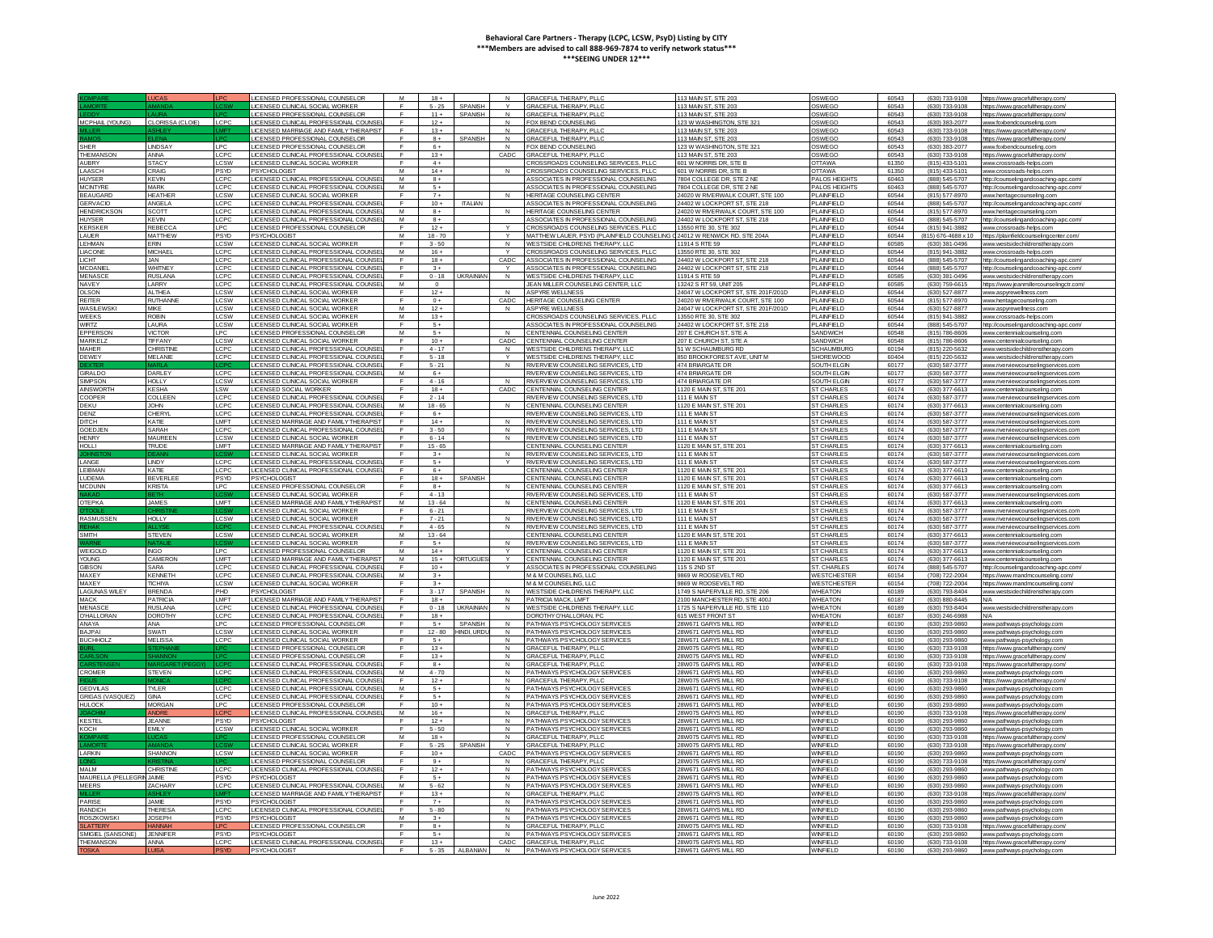# Behavioral Care Partners - Therapy (LCPC, LCSW, PsyD) Listing by CITY
### ***Members are advised to call 888-969-7874 to verify network status***
### ***SEEING UNDER 12***

| | | | | | | | | | | | | | |
|---|---|---|---|---|---|---|---|---|---|---|---|---|---|
| KOMPARE | LUCAS | LPC | LICENSED PROFESSIONAL COUNSELOR | M | 18 + | | N | GRACEFUL THERAPY, PLLC | 113 MAIN ST, STE 203 | OSWEGO | 60543 | (630) 733-9108 | https://www.gracefultherapy.com/ |
| LAMORTE | AMANDA | LCSW | LICENSED CLINICAL SOCIAL WORKER | F | 5 - 25 | SPANISH | Y | GRACEFUL THERAPY, PLLC | 113 MAIN ST, STE 203 | OSWEGO | 60543 | (630) 733-9108 | https://www.gracefultherapy.com/ |
| LEDDY | LAURA | LPC | LICENSED PROFESSIONAL COUNSELOR | F | 11 + | SPANISH | N | GRACEFUL THERAPY, PLLC | 113 MAIN ST, STE 203 | OSWEGO | 60543 | (630) 733-9108 | https://www.gracefultherapy.com/ |
| MCPHAIL (YOUNG) | CLORISSA (CLOIE) | LCPC | LICENSED CLINICAL PROFESSIONAL COUNSEL | F | 12 + | | N | FOX BEND COUNSELING | 123 W WASHINGTON, STE 321 | OSWEGO | 60543 | (630) 383-2077 | www.foxbendcounseling.com |
| MILLER | ASHLEY | LMFT | LICENSED MARRIAGE AND FAMILY THERAPIST | F | 13 + | | N | GRACEFUL THERAPY, PLLC | 113 MAIN ST, STE 203 | OSWEGO | 60543 | (630) 733-9108 | https://www.gracefultherapy.com/ |
| RAMOS | ELENA | LPC | LICENSED PROFESSIONAL COUNSELOR | F | 8 + | SPANISH | N | GRACEFUL THERAPY, PLLC | 113 MAIN ST, STE 203 | OSWEGO | 60543 | (630) 733-9108 | https://www.gracefultherapy.com/ |
| SHER | LINDSAY | LPC | LICENSED PROFESSIONAL COUNSELOR | F | 6 + | | N | FOX BEND COUNSELING | 123 W WASHINGTON, STE 321 | OSWEGO | 60543 | (630) 383-2077 | www.foxbendcounseling.com |
| THEMANSON | ANNA | LCPC | LICENSED CLINICAL PROFESSIONAL COUNSEL | F | 13 + | | CADC | GRACEFUL THERAPY, PLLC | 113 MAIN ST, STE 203 | OSWEGO | 60543 | (630) 733-9108 | https://www.gracefultherapy.com/ |
| AUBRY | STACY | LCSW | LICENSED CLINICAL SOCIAL WORKER | F | 4 + | | | CROSSROADS COUNSELING SERVICES, PLLC | 601 W NORRIS DR, STE B | OTTAWA | 61350 | (815) 433-5101 | www.crossroads-helps.com |
| LAASCH | CRAIG | PSYD | PSYCHOLOGIST | M | 14 + | | N | CROSSROADS COUNSELING SERVICES, PLLC | 601 W NORRIS DR, STE B | OTTAWA | 61350 | (815) 433-5101 | www.crossroads-helps.com |
| HUYSER | KEVIN | LCPC | LICENSED CLINICAL PROFESSIONAL COUNSEL | M | 8 + | | | ASSOCIATES IN PROFESSIONAL COUNSELING | 7804 COLLEGE DR, STE 2 NE | PALOS HEIGHTS | 60463 | (888) 545-5707 | http://counselingandcoaching-apc.com/ |
| MCINTYRE | MARK | LCPC | LICENSED CLINICAL PROFESSIONAL COUNSEL | M | 5 + | | | ASSOCIATES IN PROFESSIONAL COUNSELING | 7804 COLLEGE DR, STE 2 NE | PALOS HEIGHTS | 60463 | (888) 545-5707 | http://counselingandcoaching-apc.com/ |
| BEAUGARD | HEATHER | LCSW | LICENSED CLINICAL SOCIAL WORKER | F | 7 + | | N | HERITAGE COUNSELING CENTER | 24020 W RIVERWALK COURT, STE 100 | PLAINFIELD | 60544 | (815) 577-8970 | www.heritagecounseling.com |
| GERVACIO | ANGELA | LCPC | LICENSED CLINICAL PROFESSIONAL COUNSEL | F | 10 + | ITALIAN | | ASSOCIATES IN PROFESSIONAL COUNSELING | 24402 W LOCKPORT ST, STE 218 | PLAINFIELD | 60544 | (888) 545-5707 | http://counselingandcoaching-apc.com/ |
| HENDRICKSON | SCOTT | LCPC | LICENSED CLINICAL PROFESSIONAL COUNSEL | M | 8 + | | N | HERITAGE COUNSELING CENTER | 24020 W RIVERWALK COURT, STE 100 | PLAINFIELD | 60544 | (815) 577-8970 | www.heritagecounseling.com |
| HUYSER | KEVIN | LCPC | LICENSED CLINICAL PROFESSIONAL COUNSEL | M | 8 + | | | ASSOCIATES IN PROFESSIONAL COUNSELING | 24402 W LOCKPORT ST, STE 218 | PLAINFIELD | 60544 | (888) 545-5707 | http://counselingandcoaching-apc.com/ |
| KERSKER | REBECCA | LPC | LICENSED PROFESSIONAL COUNSELOR | F | 12 + | | Y | CROSSROADS COUNSELING SERVICES, PLLC | 13550 RTE 30, STE 302 | PLAINFIELD | 60544 | (815) 941-3882 | www.crossroads-helps.com |
| LAUER | MATTHEW | PSYD | PSYCHOLOGIST | M | 18 - 70 | | Y | MATTHEW LAUER, PSYD (PLAINFIELD COUNSELING C | 24012 W RENWICK RD, STE 204A | PLAINFIELD | 60544 | (815) 676-4688 x 10 | https://plainfieldcounselingcenter.com/ |
| LEHMAN | ERIN | LCSW | LICENSED CLINICAL SOCIAL WORKER | F | 3 - 50 | | N | WESTSIDE CHILDRENS THERAPY, LLC | 11914 S RTE 59 | PLAINFIELD | 60585 | (630) 381-0496 | www.westsidechildrenstherapy.com |
| LIACONE | MICHAEL | LCPC | LICENSED CLINICAL PROFESSIONAL COUNSEL | M | 16 + | | Y | CROSSROADS COUNSELING SERVICES, PLLC | 13550 RTE 30, STE 302 | PLAINFIELD | 60544 | (815) 941-3882 | www.crossroads-helps.com |
| LICHT | JAN | LCPC | LICENSED CLINICAL PROFESSIONAL COUNSEL | F | 18 + | | CADC | ASSOCIATES IN PROFESSIONAL COUNSELING | 24402 W LOCKPORT ST, STE 218 | PLAINFIELD | 60544 | (888) 545-5707 | http://counselingandcoaching-apc.com/ |
| MCDANEL | WHITNEY | LCPC | LICENSED CLINICAL PROFESSIONAL COUNSEL | F | 3 + | | Y | ASSOCIATES IN PROFESSIONAL COUNSELING | 24402 W LOCKPORT ST, STE 218 | PLAINFIELD | 60544 | (888) 545-5707 | http://counselingandcoaching-apc.com/ |
| MENASCE | RUSLANA | LCPC | LICENSED CLINICAL PROFESSIONAL COUNSEL | F | 0 - 18 | UKRAINIAN | N | WESTSIDE CHILDRENS THERAPY, LLC | 11914 S RTE 59 | PLAINFIELD | 60585 | (630) 381-0496 | www.westsidechildrenstherapy.com |
| NAVEY | LARRY | LCPC | LICENSED CLINICAL PROFESSIONAL COUNSEL | M | 0 | | | JEAN MILLER COUNSELING CENTER, LLC | 13242 S RT 59, UNIT 205 | PLAINFIELD | 60585 | (630) 759-6615 | https://www.jeanmillercounselingctr.com/ |
| OLSON | ALTHEA | LCSW | LICENSED CLINICAL SOCIAL WORKER | F | 12 + | | N | ASPYRE WELLNESS | 24047 W LOCKPORT ST, STE 201F/201D | PLAINFIELD | 60544 | (630) 527-8877 | www.aspyrewellness.com |
| REITER | RUTHANNE | LCSW | LICENSED CLINICAL SOCIAL WORKER | F | 0 + | | CADC | HERITAGE COUNSELING CENTER | 24020 W RIVERWALK COURT, STE 100 | PLAINFIELD | 60544 | (815) 577-8970 | www.heritagecounseling.com |
| WASILEWSKI | MIKE | LCSW | LICENSED CLINICAL SOCIAL WORKER | M | 12 + | | N | ASPYRE WELLNESS | 24047 W LOCKPORT ST, STE 201F/201D | PLAINFIELD | 60544 | (630) 527-8877 | www.aspyrewellness.com |
| WEEKS | ROBIN | LCSW | LICENSED CLINICAL SOCIAL WORKER | M | 13 + | | | CROSSROADS COUNSELING SERVICES, PLLC | 13550 RTE 30, STE 302 | PLAINFIELD | 60544 | (815) 941-3882 | www.crossroads-helps.com |
| WIRTZ | LAURA | LCSW | LICENSED CLINICAL SOCIAL WORKER | F | 5 + | | | ASSOCIATES IN PROFESSIONAL COUNSELING | 24402 W LOCKPORT ST, STE 218 | PLAINFIELD | 60544 | (888) 545-5707 | http://counselingandcoaching-apc.com/ |
| EPPERSON | VICTOR | LPC | LICENSED PROFESSIONAL COUNSELOR | M | 5 + | | N | CENTENNIAL COUNSELING CENTER | 207 E CHURCH ST, STE A | SANDWICH | 60548 | (815) 786-8606 | www.centennialcounseling.com |
| MARKELZ | TIFFANY | LCSW | LICENSED CLINICAL SOCIAL WORKER | F | 10 + | | CADC | CENTENNIAL COUNSELING CENTER | 207 E CHURCH ST, STE A | SANDWICH | 60548 | (815) 786-8606 | www.centennialcounseling.com |
| MAHER | CHRISTINE | LCPC | LICENSED CLINICAL PROFESSIONAL COUNSEL | F | 4 - 17 | | N | WESTSIDE CHILDRENS THERAPY, LLC | 51 W SCHAUMBURG RD | SCHAUMBURG | 60194 | (815) 220-5632 | www.westsidechildrenstherapy.com |
| DEWEY | MELANIE | LCPC | LICENSED CLINICAL PROFESSIONAL COUNSEL | F | 5 - 18 | | Y | WESTSIDE CHILDRENS THERAPY, LLC | 850 BROOKFOREST AVE, UNIT M | SHOREWOOD | 60404 | (815) 220-5632 | www.westsidechildrenstherapy.com |
| DEXTER | MARLA | LCPC | LICENSED CLINICAL PROFESSIONAL COUNSEL | F | 5 - 21 | | N | RIVERVIEW COUNSELING SERVICES, LTD | 474 BRIARGATE DR | SOUTH ELGIN | 60177 | (630) 587-3777 | www.riverviewcounselingservices.com |
| GIRALDO | DARLEY | LCPC | LICENSED CLINICAL PROFESSIONAL COUNSEL | M | 6 + | | | RIVERVIEW COUNSELING SERVICES, LTD | 474 BRIARGATE DR | SOUTH ELGIN | 60177 | (630) 587-3777 | www.riverviewcounselingservices.com |
| SIMPSON | HOLLY | LCSW | LICENSED CLINICAL SOCIAL WORKER | F | 4 - 16 | | N | RIVERVIEW COUNSELING SERVICES, LTD | 474 BRIARGATE DR | SOUTH ELGIN | 60177 | (630) 587-3777 | www.riverviewcounselingservices.com |
| AINSWORTH | KESHA | LSW | LICENSED SOCIAL WORKER | F | 18 + | | CADC | CENTENNIAL COUNSELING CENTER | 1120 E MAIN ST, STE 201 | ST CHARLES | 60174 | (630) 377-6613 | www.centennialcounseling.com |
| COOPER | COLLEEN | LCPC | LICENSED CLINICAL PROFESSIONAL COUNSEL | F | 2 - 14 | | | RIVERVIEW COUNSELING SERVICES, LTD | 111 E MAIN ST | ST CHARLES | 60174 | (630) 587-3777 | www.riverviewcounselingservices.com |
| DEKU | JOHN | LCPC | LICENSED CLINICAL PROFESSIONAL COUNSEL | M | 18 - 65 | | N | CENTENNIAL COUNSELING CENTER | 1120 E MAIN ST, STE 201 | ST CHARLES | 60174 | (630) 377-6613 | www.centennialcounseling.com |
| DENZ | CHERYL | LCPC | LICENSED CLINICAL PROFESSIONAL COUNSEL | F | 6 + | | | RIVERVIEW COUNSELING SERVICES, LTD | 111 E MAIN ST | ST CHARLES | 60174 | (630) 587-3777 | www.riverviewcounselingservices.com |
| DITCH | KATIE | LMFT | LICENSED MARRIAGE AND FAMILY THERAPIST | F | 14 + | | N | RIVERVIEW COUNSELING SERVICES, LTD | 111 E MAIN ST | ST CHARLES | 60174 | (630) 587-3777 | www.riverviewcounselingservices.com |
| GOEDJEN | SARAH | LCPC | LICENSED CLINICAL PROFESSIONAL COUNSEL | F | 3 - 50 | | N | RIVERVIEW COUNSELING SERVICES, LTD | 111 E MAIN ST | ST CHARLES | 60174 | (630) 587-3777 | www.riverviewcounselingservices.com |
| HENRY | MAUREEN | LCSW | LICENSED CLINICAL SOCIAL WORKER | F | 6 - 14 | | N | RIVERVIEW COUNSELING SERVICES, LTD | 111 E MAIN ST | ST CHARLES | 60174 | (630) 587-3777 | www.riverviewcounselingservices.com |
| HOLLI | TRUDE | LMFT | LICENSED MARRIAGE AND FAMILY THERAPIST | F | 15 - 65 | | | CENTENNIAL COUNSELING CENTER | 1120 E MAIN ST, STE 201 | ST CHARLES | 60174 | (630) 377-6613 | www.centennialcounseling.com |
| JOHNSTON | DEANN | LCSW | LICENSED CLINICAL SOCIAL WORKER | F | 3 + | | N | RIVERVIEW COUNSELING SERVICES, LTD | 111 E MAIN ST | ST CHARLES | 60174 | (630) 587-3777 | www.riverviewcounselingservices.com |
| LANGE | LINDY | LCPC | LICENSED CLINICAL PROFESSIONAL COUNSEL | F | 5 + | | Y | RIVERVIEW COUNSELING SERVICES, LTD | 111 E MAIN ST | ST CHARLES | 60174 | (630) 587-3777 | www.riverviewcounselingservices.com |
| LEIBMAN | KATIE | LCPC | LICENSED CLINICAL PROFESSIONAL COUNSEL | F | 6 + | | | CENTENNIAL COUNSELING CENTER | 1120 E MAIN ST, STE 201 | ST CHARLES | 60174 | (630) 377-6613 | www.centennialcounseling.com |
| LUDEMA | BEVERLEE | PSYD | PSYCHOLOGIST | F | 18 + | SPANISH | | CENTENNIAL COUNSELING CENTER | 1120 E MAIN ST, STE 201 | ST CHARLES | 60174 | (630) 377-6613 | www.centennialcounseling.com |
| MCDUNN | KRISTA | LPC | LICENSED PROFESSIONAL COUNSELOR | F | 8 + | | N | CENTENNIAL COUNSELING CENTER | 1120 E MAIN ST, STE 201 | ST CHARLES | 60174 | (630) 377-6613 | www.centennialcounseling.com |
| NAKAO | BETH | LCSW | LICENSED CLINICAL SOCIAL WORKER | F | 4 - 13 | | | RIVERVIEW COUNSELING SERVICES, LTD | 111 E MAIN ST | ST CHARLES | 60174 | (630) 587-3777 | www.riverviewcounselingservices.com |
| OTEPKA | JAMES | LMFT | LICENSED MARRIAGE AND FAMILY THERAPIST | M | 13 - 64 | | N | CENTENNIAL COUNSELING CENTER | 1120 E MAIN ST, STE 201 | ST CHARLES | 60174 | (630) 377-6613 | www.centennialcounseling.com |
| O'TOOLE | CHRISTINE | LCSW | LICENSED CLINICAL SOCIAL WORKER | F | 6 - 21 | | | RIVERVIEW COUNSELING SERVICES, LTD | 111 E MAIN ST | ST CHARLES | 60174 | (630) 587-3777 | www.riverviewcounselingservices.com |
| RASMUSSEN | HOLLY | LCSW | LICENSED CLINICAL SOCIAL WORKER | F | 7 - 21 | | N | RIVERVIEW COUNSELING SERVICES, LTD | 111 E MAIN ST | ST CHARLES | 60174 | (630) 587-3777 | www.riverviewcounselingservices.com |
| REHAK | ALLYSE | LCPC | LICENSED CLINICAL PROFESSIONAL COUNSEL | F | 4 - 65 | | N | RIVERVIEW COUNSELING SERVICES, LTD | 111 E MAIN ST | ST CHARLES | 60174 | (630) 587-3777 | www.riverviewcounselingservices.com |
| SMITH | STEVEN | LCSW | LICENSED CLINICAL SOCIAL WORKER | M | 13 - 64 | | | CENTENNIAL COUNSELING CENTER | 1120 E MAIN ST, STE 201 | ST CHARLES | 60174 | (630) 377-6613 | www.centennialcounseling.com |
| WARNE | NATALIE | LCSW | LICENSED CLINICAL SOCIAL WORKER | F | 5 + | | N | RIVERVIEW COUNSELING SERVICES, LTD | 111 E MAIN ST | ST CHARLES | 60174 | (630) 587-3777 | www.riverviewcounselingservices.com |
| WEIGOLD | INGO | LPC | LICENSED PROFESSIONAL COUNSELOR | M | 14 + | | Y | CENTENNIAL COUNSELING CENTER | 1120 E MAIN ST, STE 201 | ST CHARLES | 60174 | (630) 377-6613 | www.centennialcounseling.com |
| YOUNG | CAMERON | LMFT | LICENSED MARRIAGE AND FAMILY THERAPIST | M | 15 + | PORTUGUES | Y | CENTENNIAL COUNSELING CENTER | 1120 E MAIN ST, STE 201 | ST CHARLES | 60174 | (630) 377-6613 | www.centennialcounseling.com |
| GIBSON | SARA | LCPC | LICENSED CLINICAL PROFESSIONAL COUNSEL | F | 10 + | | Y | ASSOCIATES IN PROFESSIONAL COUNSELING | 115 S 2ND ST | ST. CHARLES | 60174 | (888) 545-5707 | http://counselingandcoaching-apc.com/ |
| MAXEY | KENNETH | LCPC | LICENSED CLINICAL PROFESSIONAL COUNSEL | M | 3 + | | | M & M COUNSELING, LLC | 9869 W ROOSEVELT RD | WESTCHESTER | 60154 | (708) 722-2004 | https://www.mandmcounseling.com/ |
| MAXEY | TICHIYA | LCSW | LICENSED CLINICAL SOCIAL WORKER | F | 3 + | | | M & M COUNSELING, LLC | 9869 W ROOSEVELT RD | WESTCHESTER | 60154 | (708) 722-2004 | https://www.mandmcounseling.com/ |
| LAGUNAS WILEY | BRENDA | PHD | PSYCHOLOGIST | F | 3 - 17 | SPANISH | N | WESTSIDE CHILDRENS THERAPY, LLC | 1749 S NAPERVILLE RD, STE 206 | WHEATON | 60189 | (630) 793-8404 | www.westsidechildrenstherapy.com |
| MACK | PATRICIA | LMFT | LICENSED MARRIAGE AND FAMILY THERAPIST | F | 18 + | | N | PATRICIA MACK, LMFT | 2100 MANCHESTER RD, STE 400J | WHEATON | 60187 | (630) 880-8445 | N/A |
| MENASCE | RUSLANA | LCPC | LICENSED CLINICAL PROFESSIONAL COUNSEL | F | 0 - 18 | UKRAINIAN | N | WESTSIDE CHILDRENS THERAPY, LLC | 1725 S NAPERVILLE RD, STE 110 | WHEATON | 60189 | (630) 793-8404 | www.westsidechildrenstherapy.com |
| O'HALLORAN | DOROTHY | LCPC | LICENSED CLINICAL PROFESSIONAL COUNSEL | F | 18 + | | | DOROTHY O'HALLORAN, PC | 615 WEST FRONT ST | WHEATON | 60187 | (630) 246-6988 | N/A |
| ANAYA | ANA | LPC | LICENSED PROFESSIONAL COUNSELOR | F | 5 + | SPANISH | N | PATHWAYS PSYCHOLOGY SERVICES | 28W671 GARYS MILL RD | WINFIELD | 60190 | (630) 293-9860 | www.pathways-psychology.com |
| BAJPAI | SWATI | LCSW | LICENSED CLINICAL SOCIAL WORKER | F | 12 - 80 | HINDI, URDU | N | PATHWAYS PSYCHOLOGY SERVICES | 28W671 GARYS MILL RD | WINFIELD | 60190 | (630) 293-9860 | www.pathways-psychology.com |
| BUCHHOLZ | MELISSA | LCPC | LICENSED CLINICAL PROFESSIONAL COUNSEL | F | 5 + | | N | PATHWAYS PSYCHOLOGY SERVICES | 28W671 GARYS MILL RD | WINFIELD | 60190 | (630) 293-9860 | www.pathways-psychology.com |
| BURL | STEPHANIE | LPC | LICENSED PROFESSIONAL COUNSELOR | F | 13 + | | N | GRACEFUL THERAPY, PLLC | 28W075 GARYS MILL RD | WINFIELD | 60190 | (630) 733-9108 | https://www.gracefultherapy.com/ |
| CARLSON | SHANNON | LPC | LICENSED PROFESSIONAL COUNSELOR | F | 13 + | | N | GRACEFUL THERAPY, PLLC | 28W075 GARYS MILL RD | WINFIELD | 60190 | (630) 733-9108 | https://www.gracefultherapy.com/ |
| CARSTENSEN | MARGARET (PEGGY) | LCPC | LICENSED CLINICAL PROFESSIONAL COUNSEL | F | 8 + | | N | GRACEFUL THERAPY, PLLC | 28W075 GARYS MILL RD | WINFIELD | 60190 | (630) 733-9108 | https://www.gracefultherapy.com/ |
| CROMER | STEVEN | LCPC | LICENSED CLINICAL PROFESSIONAL COUNSEL | M | 4 - 70 | | N | PATHWAYS PSYCHOLOGY SERVICES | 28W671 GARYS MILL RD | WINFIELD | 60190 | (630) 293-9860 | www.pathways-psychology.com |
| FIGOS | MONICA | LCPC | LICENSED CLINICAL PROFESSIONAL COUNSEL | F | 12 + | | N | GRACEFUL THERAPY, PLLC | 28W075 GARYS MILL RD | WINFIELD | 60190 | (630) 733-9108 | https://www.gracefultherapy.com/ |
| GEDVILAS | TYLER | LCPC | LICENSED CLINICAL PROFESSIONAL COUNSEL | M | 5 + | | N | PATHWAYS PSYCHOLOGY SERVICES | 28W671 GARYS MILL RD | WINFIELD | 60190 | (630) 293-9860 | www.pathways-psychology.com |
| GRIGAS (VASQUEZ) | GINA | LCPC | LICENSED CLINICAL PROFESSIONAL COUNSEL | F | 5 + | | N | PATHWAYS PSYCHOLOGY SERVICES | 28W671 GARYS MILL RD | WINFIELD | 60190 | (630) 293-9860 | www.pathways-psychology.com |
| HULOCK | MORGAN | LPC | LICENSED PROFESSIONAL COUNSELOR | F | 10 + | | N | PATHWAYS PSYCHOLOGY SERVICES | 28W671 GARYS MILL RD | WINFIELD | 60190 | (630) 293-9860 | www.pathways-psychology.com |
| JOACHIM | ANDRE | LCPC | LICENSED CLINICAL PROFESSIONAL COUNSEL | M | 16 + | | N | GRACEFUL THERAPY, PLLC | 28W075 GARYS MILL RD | WINFIELD | 60190 | (630) 733-9108 | https://www.gracefultherapy.com/ |
| KESTEL | JEANNE | PSYD | PSYCHOLOGIST | F | 12 + | | N | PATHWAYS PSYCHOLOGY SERVICES | 28W671 GARYS MILL RD | WINFIELD | 60190 | (630) 293-9860 | www.pathways-psychology.com |
| KOCH | EMILY | LCSW | LICENSED CLINICAL SOCIAL WORKER | F | 5 - 50 | | N | PATHWAYS PSYCHOLOGY SERVICES | 28W671 GARYS MILL RD | WINFIELD | 60190 | (630) 293-9860 | www.pathways-psychology.com |
| KOMPARE | LUCAS | LPC | LICENSED PROFESSIONAL COUNSELOR | M | 18 + | | N | GRACEFUL THERAPY, PLLC | 28W075 GARYS MILL RD | WINFIELD | 60190 | (630) 733-9108 | https://www.gracefultherapy.com/ |
| LAMORTE | AMANDA | LCSW | LICENSED CLINICAL SOCIAL WORKER | F | 5 - 25 | SPANISH | Y | GRACEFUL THERAPY, PLLC | 28W075 GARYS MILL RD | WINFIELD | 60190 | (630) 733-9108 | https://www.gracefultherapy.com/ |
| LARKIN | SHANNON | LCSW | LICENSED CLINICAL SOCIAL WORKER | F | 10 + | | CADC | PATHWAYS PSYCHOLOGY SERVICES | 28W671 GARYS MILL RD | WINFIELD | 60190 | (630) 293-9860 | www.pathways-psychology.com |
| LONG | KRISTINA | LPC | LICENSED PROFESSIONAL COUNSELOR | F | 9 + | | N | GRACEFUL THERAPY, PLLC | 28W075 GARYS MILL RD | WINFIELD | 60190 | (630) 733-9108 | https://www.gracefultherapy.com/ |
| MALM | CHRISTINE | LCPC | LICENSED CLINICAL PROFESSIONAL COUNSEL | F | 12 + | | N | PATHWAYS PSYCHOLOGY SERVICES | 28W671 GARYS MILL RD | WINFIELD | 60190 | (630) 293-9860 | www.pathways-psychology.com |
| MAURELLA (PELLEGRINI) | JAIME | PSYD | PSYCHOLOGIST | F | 5 + | | N | PATHWAYS PSYCHOLOGY SERVICES | 28W671 GARYS MILL RD | WINFIELD | 60190 | (630) 293-9860 | www.pathways-psychology.com |
| MEERS | ZACHARY | LCPC | LICENSED CLINICAL PROFESSIONAL COUNSEL | M | 5 - 62 | | N | PATHWAYS PSYCHOLOGY SERVICES | 28W671 GARYS MILL RD | WINFIELD | 60190 | (630) 293-9860 | www.pathways-psychology.com |
| MILLER | ASHLEY | LMFT | LICENSED MARRIAGE AND FAMILY THERAPIST | F | 13 + | | N | GRACEFUL THERAPY, PLLC | 28W075 GARYS MILL RD | WINFIELD | 60190 | (630) 733-9108 | https://www.gracefultherapy.com/ |
| PARISE | JAMIE | PSYD | PSYCHOLOGIST | F | 7 + | | N | PATHWAYS PSYCHOLOGY SERVICES | 28W671 GARYS MILL RD | WINFIELD | 60190 | (630) 293-9860 | www.pathways-psychology.com |
| RANDICH | THERESA | LCPC | LICENSED CLINICAL PROFESSIONAL COUNSEL | F | 5 - 80 | | N | PATHWAYS PSYCHOLOGY SERVICES | 28W671 GARYS MILL RD | WINFIELD | 60190 | (630) 293-9860 | www.pathways-psychology.com |
| ROSZKOWSKI | JOSEPH | PSYD | PSYCHOLOGIST | M | 3 + | | N | PATHWAYS PSYCHOLOGY SERVICES | 28W671 GARYS MILL RD | WINFIELD | 60190 | (630) 293-9860 | www.pathways-psychology.com |
| SLATTERY | HANNAH | LPC | LICENSED PROFESSIONAL COUNSELOR | F | 8 + | | N | GRACEFUL THERAPY, PLLC | 28W075 GARYS MILL RD | WINFIELD | 60190 | (630) 733-9108 | https://www.gracefultherapy.com/ |
| SMIGIEL (SANSONE) | JENNIFER | PSYD | PSYCHOLOGIST | F | 5 + | | N | PATHWAYS PSYCHOLOGY SERVICES | 28W671 GARYS MILL RD | WINFIELD | 60190 | (630) 293-9860 | www.pathways-psychology.com |
| THEMANSON | ANNA | LCPC | LICENSED CLINICAL PROFESSIONAL COUNSEL | F | 13 + | | CADC | GRACEFUL THERAPY, PLLC | 28W075 GARYS MILL RD | WINFIELD | 60190 | (630) 733-9108 | https://www.gracefultherapy.com/ |
| TOSKA | LUISA | PSYD | PSYCHOLOGIST | F | 5 - 35 | ALBANIAN | N | PATHWAYS PSYCHOLOGY SERVICES | 28W671 GARYS MILL RD | WINFIELD | 60190 | (630) 293-9860 | www.pathways-psychology.com |

June 2022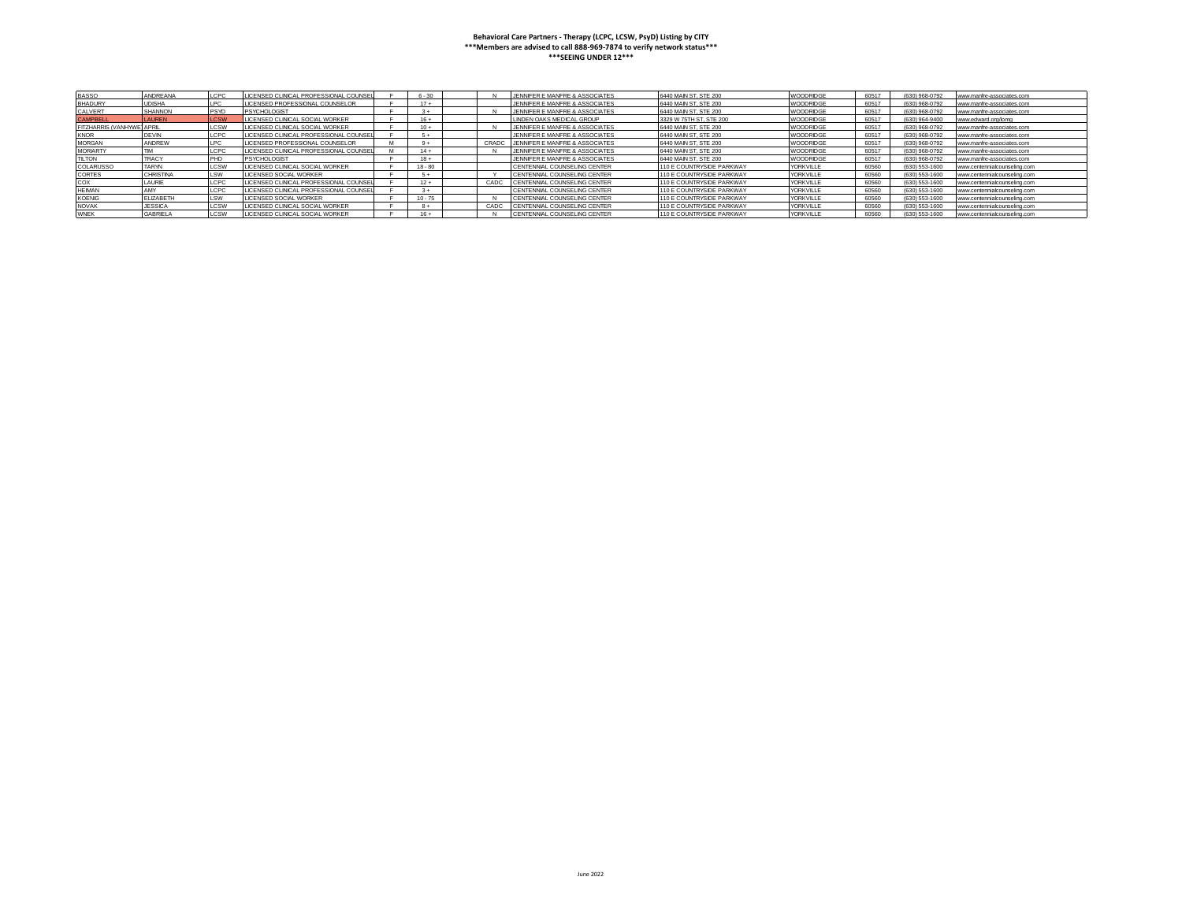**Behavioral Care Partners - Therapy (LCPC, LCSW, PsyD) Listing by CITY**
**\*\*\*Members are advised to call 888-969-7874 to verify network status\*\*\***
**\*\*\*SEEING UNDER 12\*\*\***

| | | | | | | | | | | | | | | |
|---|---|---|---|---|---|---|---|---|---|---|---|---|---|---|
| BASSO | ANDREANA | LCPC | LICENSED CLINICAL PROFESSIONAL COUNSEL | F | 6 - 30 | | N | JENNIFER E MANFRE & ASSOCIATES | 6440 MAIN ST, STE 200 | WOODRIDGE | 60517 | (630) 968-0792 | www.manfre-associates.com |
| BHADURY | UDISHA | LPC | LICENSED PROFESSIONAL COUNSELOR | F | 17 + | | | JENNIFER E MANFRE & ASSOCIATES | 6440 MAIN ST, STE 200 | WOODRIDGE | 60517 | (630) 968-0792 | www.manfre-associates.com |
| CALVERT | SHANNON | PSYD | PSYCHOLOGIST | F | 3 + | | N | JENNIFER E MANFRE & ASSOCIATES | 6440 MAIN ST, STE 200 | WOODRIDGE | 60517 | (630) 968-0792 | www.manfre-associates.com |
| CAMPBELL | LAUREN | LCSW | LICENSED CLINICAL SOCIAL WORKER | F | 16 + | | | LINDEN OAKS MEDICAL GROUP | 3329 W 75TH ST, STE 200 | WOODRIDGE | 60517 | (630) 964-9400 | www.edward.org/lomg |
| FITZHARRIS (VANHYWE | APRIL | LCSW | LICENSED CLINICAL SOCIAL WORKER | F | 10 + | | N | JENNIFER E MANFRE & ASSOCIATES | 6440 MAIN ST, STE 200 | WOODRIDGE | 60517 | (630) 968-0792 | www.manfre-associates.com |
| KNOR | DEVIN | LCPC | LICENSED CLINICAL PROFESSIONAL COUNSEL | F | 5 + | | | JENNIFER E MANFRE & ASSOCIATES | 6440 MAIN ST, STE 200 | WOODRIDGE | 60517 | (630) 968-0792 | www.manfre-associates.com |
| MORGAN | ANDREW | LPC | LICENSED PROFESSIONAL COUNSELOR | M | 9 + | | CRADC | JENNIFER E MANFRE & ASSOCIATES | 6440 MAIN ST, STE 200 | WOODRIDGE | 60517 | (630) 968-0792 | www.manfre-associates.com |
| MORIARTY | TIM | LCPC | LICENSED CLINICAL PROFESSIONAL COUNSEL | M | 14 + | | N | JENNIFER E MANFRE & ASSOCIATES | 6440 MAIN ST, STE 200 | WOODRIDGE | 60517 | (630) 968-0792 | www.manfre-associates.com |
| TILTON | TRACY | PHD | PSYCHOLOGIST | F | 18 + | | | JENNIFER E MANFRE & ASSOCIATES | 6440 MAIN ST, STE 200 | WOODRIDGE | 60517 | (630) 968-0792 | www.manfre-associates.com |
| COLARUSSO | TARYN | LCSW | LICENSED CLINICAL SOCIAL WORKER | F | 18 - 80 | | | CENTENNIAL COUNSELING CENTER | 110 E COUNTRYSIDE PARKWAY | YORKVILLE | 60560 | (630) 553-1600 | www.centennialcounseling.com |
| CORTES | CHRISTINA | LSW | LICENSED SOCIAL WORKER | F | 5 + | | Y | CENTENNIAL COUNSELING CENTER | 110 E COUNTRYSIDE PARKWAY | YORKVILLE | 60560 | (630) 553-1600 | www.centennialcounseling.com |
| COX | LAURIE | LCPC | LICENSED CLINICAL PROFESSIONAL COUNSEL | F | 12 + | | CADC | CENTENNIAL COUNSELING CENTER | 110 E COUNTRYSIDE PARKWAY | YORKVILLE | 60560 | (630) 553-1600 | www.centennialcounseling.com |
| HEIMAN | AMY | LCPC | LICENSED CLINICAL PROFESSIONAL COUNSEL | F | 3 + | | | CENTENNIAL COUNSELING CENTER | 110 E COUNTRYSIDE PARKWAY | YORKVILLE | 60560 | (630) 553-1600 | www.centennialcounseling.com |
| KOENIG | ELIZABETH | LSW | LICENSED SOCIAL WORKER | F | 10 - 75 | | N | CENTENNIAL COUNSELING CENTER | 110 E COUNTRYSIDE PARKWAY | YORKVILLE | 60560 | (630) 553-1600 | www.centennialcounseling.com |
| NOVAK | JESSICA | LCSW | LICENSED CLINICAL SOCIAL WORKER | F | 8 + | | CADC | CENTENNIAL COUNSELING CENTER | 110 E COUNTRYSIDE PARKWAY | YORKVILLE | 60560 | (630) 553-1600 | www.centennialcounseling.com |
| WNEK | GABRIELA | LCSW | LICENSED CLINICAL SOCIAL WORKER | F | 16 + | | N | CENTENNIAL COUNSELING CENTER | 110 E COUNTRYSIDE PARKWAY | YORKVILLE | 60560 | (630) 553-1600 | www.centennialcounseling.com |

June 2022